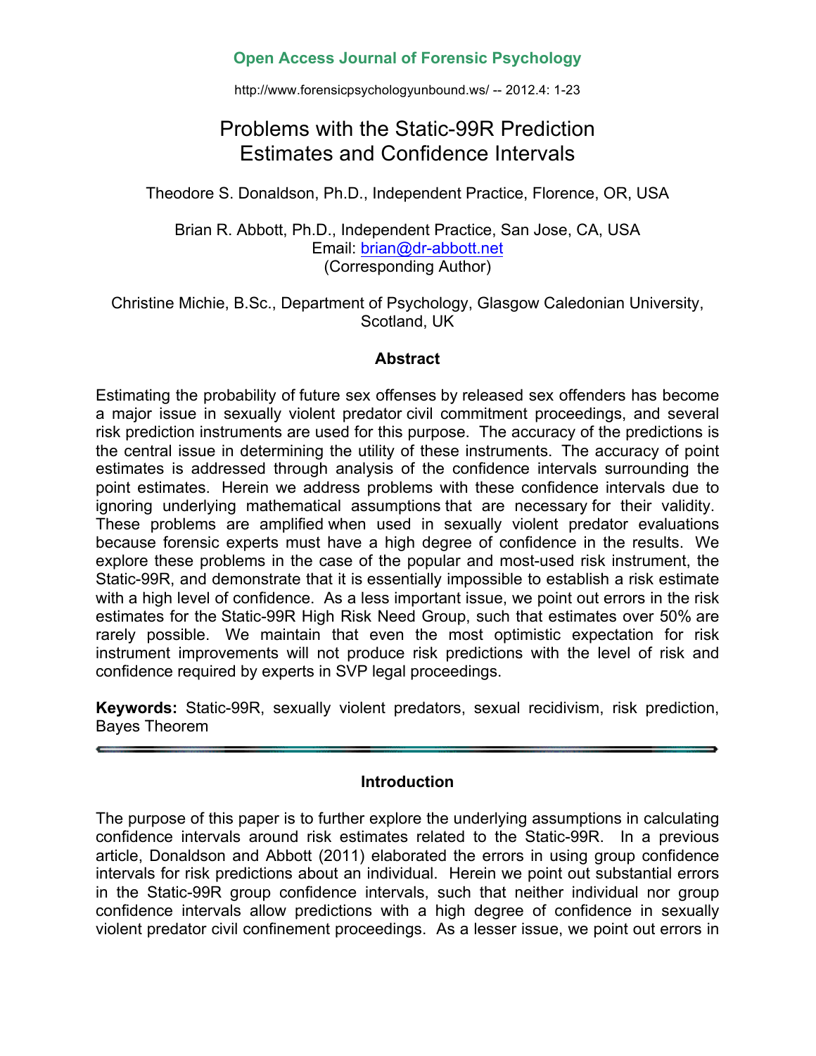# Problems with the Static-99R Prediction Estimates and Confidence Intervals

Theodore S. Donaldson, Ph.D., Independent Practice, Florence, OR, USA

Brian R. Abbott, Ph.D., Independent Practice, San Jose, CA, USA
Email: brian@dr-abbott.net
(Corresponding Author)

Christine Michie, B.Sc., Department of Psychology, Glasgow Caledonian University, Scotland, UK

## Abstract

Estimating the probability of future sex offenses by released sex offenders has become a major issue in sexually violent predator civil commitment proceedings, and several risk prediction instruments are used for this purpose. The accuracy of the predictions is the central issue in determining the utility of these instruments. The accuracy of point estimates is addressed through analysis of the confidence intervals surrounding the point estimates. Herein we address problems with these confidence intervals due to ignoring underlying mathematical assumptions that are necessary for their validity. These problems are amplified when used in sexually violent predator evaluations because forensic experts must have a high degree of confidence in the results. We explore these problems in the case of the popular and most-used risk instrument, the Static-99R, and demonstrate that it is essentially impossible to establish a risk estimate with a high level of confidence. As a less important issue, we point out errors in the risk estimates for the Static-99R High Risk Need Group, such that estimates over 50% are rarely possible. We maintain that even the most optimistic expectation for risk instrument improvements will not produce risk predictions with the level of risk and confidence required by experts in SVP legal proceedings.

**Keywords:** Static-99R, sexually violent predators, sexual recidivism, risk prediction, Bayes Theorem

## Introduction

The purpose of this paper is to further explore the underlying assumptions in calculating confidence intervals around risk estimates related to the Static-99R. In a previous article, Donaldson and Abbott (2011) elaborated the errors in using group confidence intervals for risk predictions about an individual. Herein we point out substantial errors in the Static-99R group confidence intervals, such that neither individual nor group confidence intervals allow predictions with a high degree of confidence in sexually violent predator civil confinement proceedings. As a lesser issue, we point out errors in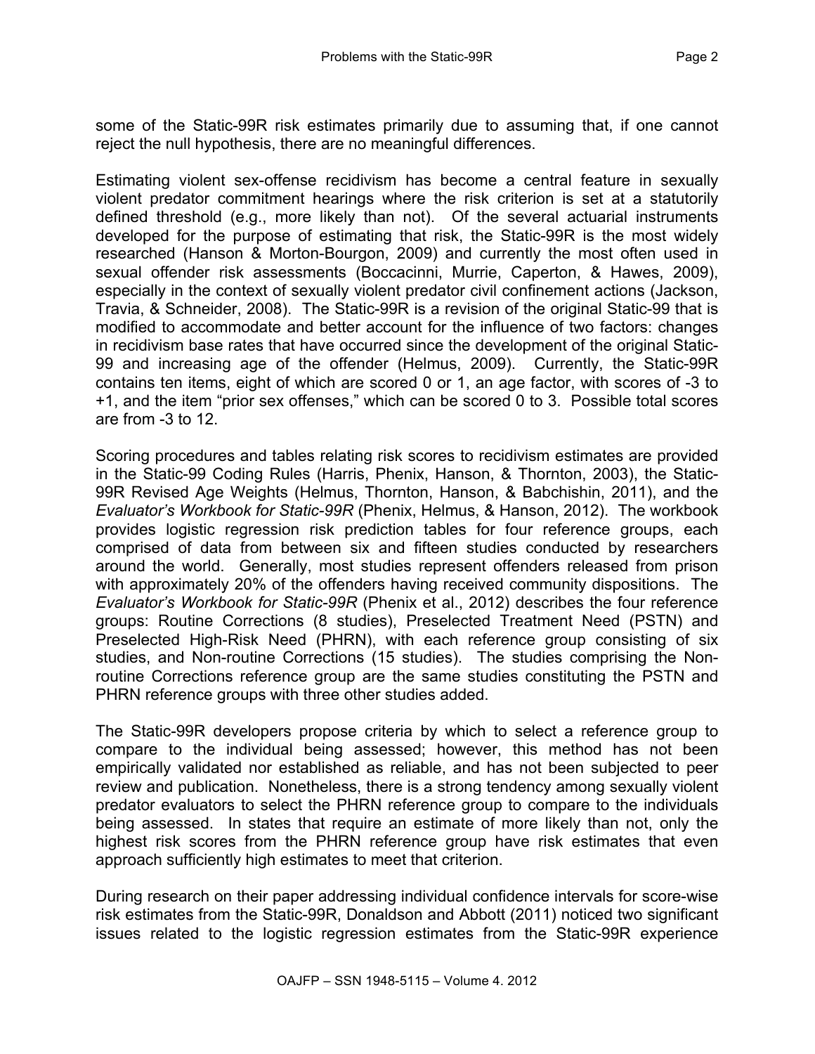some of the Static-99R risk estimates primarily due to assuming that, if one cannot reject the null hypothesis, there are no meaningful differences.

Estimating violent sex-offense recidivism has become a central feature in sexually violent predator commitment hearings where the risk criterion is set at a statutorily defined threshold (e.g., more likely than not). Of the several actuarial instruments developed for the purpose of estimating that risk, the Static-99R is the most widely researched (Hanson & Morton-Bourgon, 2009) and currently the most often used in sexual offender risk assessments (Boccacinni, Murrie, Caperton, & Hawes, 2009), especially in the context of sexually violent predator civil confinement actions (Jackson, Travia, & Schneider, 2008). The Static-99R is a revision of the original Static-99 that is modified to accommodate and better account for the influence of two factors: changes in recidivism base rates that have occurred since the development of the original Static-99 and increasing age of the offender (Helmus, 2009). Currently, the Static-99R contains ten items, eight of which are scored 0 or 1, an age factor, with scores of -3 to +1, and the item "prior sex offenses," which can be scored 0 to 3. Possible total scores are from -3 to 12.

Scoring procedures and tables relating risk scores to recidivism estimates are provided in the Static-99 Coding Rules (Harris, Phenix, Hanson, & Thornton, 2003), the Static-99R Revised Age Weights (Helmus, Thornton, Hanson, & Babchishin, 2011), and the *Evaluator's Workbook for Static-99R* (Phenix, Helmus, & Hanson, 2012). The workbook provides logistic regression risk prediction tables for four reference groups, each comprised of data from between six and fifteen studies conducted by researchers around the world. Generally, most studies represent offenders released from prison with approximately 20% of the offenders having received community dispositions. The *Evaluator's Workbook for Static-99R* (Phenix et al., 2012) describes the four reference groups: Routine Corrections (8 studies), Preselected Treatment Need (PSTN) and Preselected High-Risk Need (PHRN), with each reference group consisting of six studies, and Non-routine Corrections (15 studies). The studies comprising the Non-routine Corrections reference group are the same studies constituting the PSTN and PHRN reference groups with three other studies added.

The Static-99R developers propose criteria by which to select a reference group to compare to the individual being assessed; however, this method has not been empirically validated nor established as reliable, and has not been subjected to peer review and publication. Nonetheless, there is a strong tendency among sexually violent predator evaluators to select the PHRN reference group to compare to the individuals being assessed. In states that require an estimate of more likely than not, only the highest risk scores from the PHRN reference group have risk estimates that even approach sufficiently high estimates to meet that criterion.

During research on their paper addressing individual confidence intervals for score-wise risk estimates from the Static-99R, Donaldson and Abbott (2011) noticed two significant issues related to the logistic regression estimates from the Static-99R experience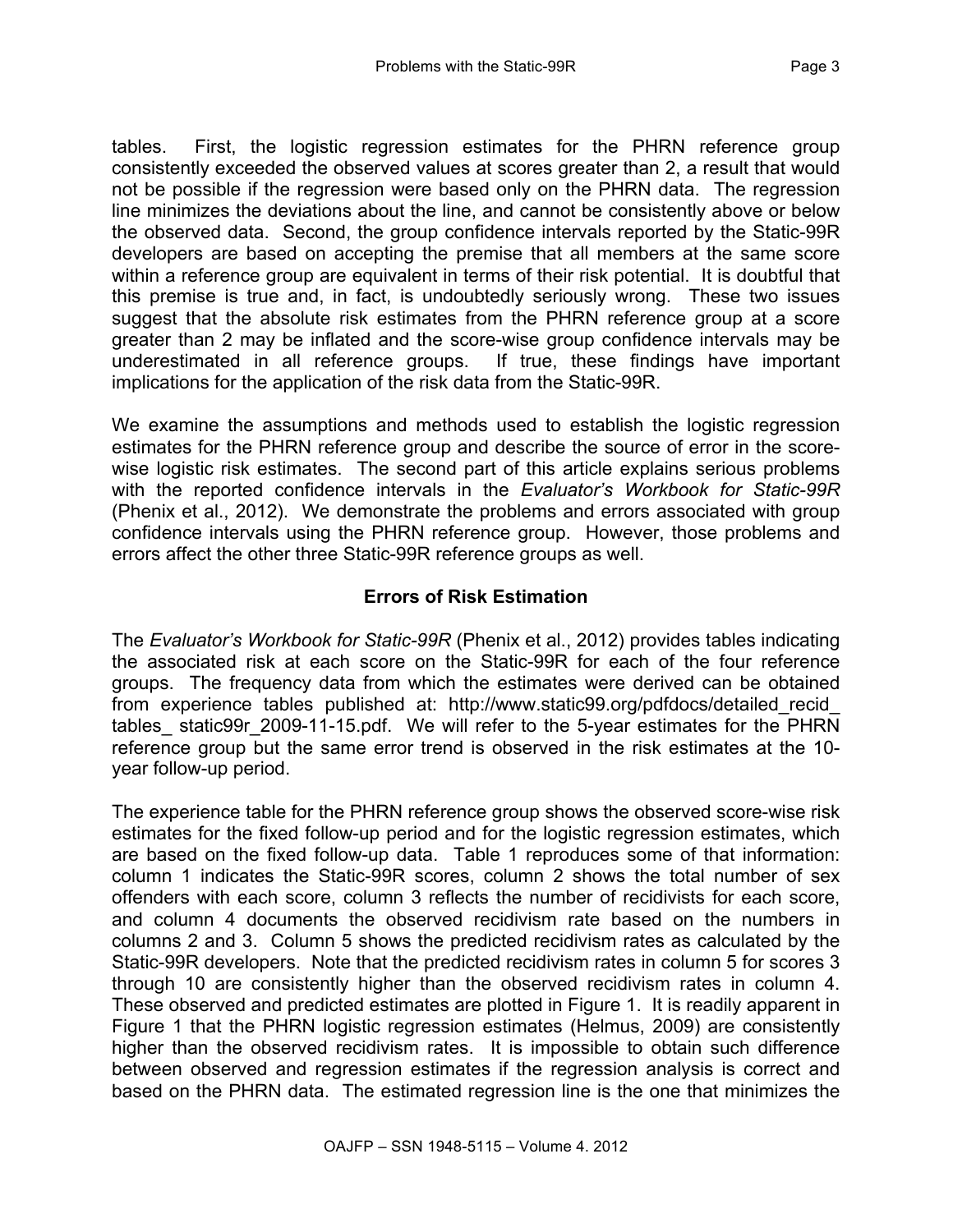tables. First, the logistic regression estimates for the PHRN reference group consistently exceeded the observed values at scores greater than 2, a result that would not be possible if the regression were based only on the PHRN data. The regression line minimizes the deviations about the line, and cannot be consistently above or below the observed data. Second, the group confidence intervals reported by the Static-99R developers are based on accepting the premise that all members at the same score within a reference group are equivalent in terms of their risk potential. It is doubtful that this premise is true and, in fact, is undoubtedly seriously wrong. These two issues suggest that the absolute risk estimates from the PHRN reference group at a score greater than 2 may be inflated and the score-wise group confidence intervals may be underestimated in all reference groups. If true, these findings have important implications for the application of the risk data from the Static-99R.

We examine the assumptions and methods used to establish the logistic regression estimates for the PHRN reference group and describe the source of error in the score-wise logistic risk estimates. The second part of this article explains serious problems with the reported confidence intervals in the *Evaluator's Workbook for Static-99R* (Phenix et al., 2012). We demonstrate the problems and errors associated with group confidence intervals using the PHRN reference group. However, those problems and errors affect the other three Static-99R reference groups as well.

## Errors of Risk Estimation

The *Evaluator's Workbook for Static-99R* (Phenix et al., 2012) provides tables indicating the associated risk at each score on the Static-99R for each of the four reference groups. The frequency data from which the estimates were derived can be obtained from experience tables published at: http://www.static99.org/pdfdocs/detailed_recid_ tables_ static99r_2009-11-15.pdf. We will refer to the 5-year estimates for the PHRN reference group but the same error trend is observed in the risk estimates at the 10-year follow-up period.

The experience table for the PHRN reference group shows the observed score-wise risk estimates for the fixed follow-up period and for the logistic regression estimates, which are based on the fixed follow-up data. Table 1 reproduces some of that information: column 1 indicates the Static-99R scores, column 2 shows the total number of sex offenders with each score, column 3 reflects the number of recidivists for each score, and column 4 documents the observed recidivism rate based on the numbers in columns 2 and 3. Column 5 shows the predicted recidivism rates as calculated by the Static-99R developers. Note that the predicted recidivism rates in column 5 for scores 3 through 10 are consistently higher than the observed recidivism rates in column 4. These observed and predicted estimates are plotted in Figure 1. It is readily apparent in Figure 1 that the PHRN logistic regression estimates (Helmus, 2009) are consistently higher than the observed recidivism rates. It is impossible to obtain such difference between observed and regression estimates if the regression analysis is correct and based on the PHRN data. The estimated regression line is the one that minimizes the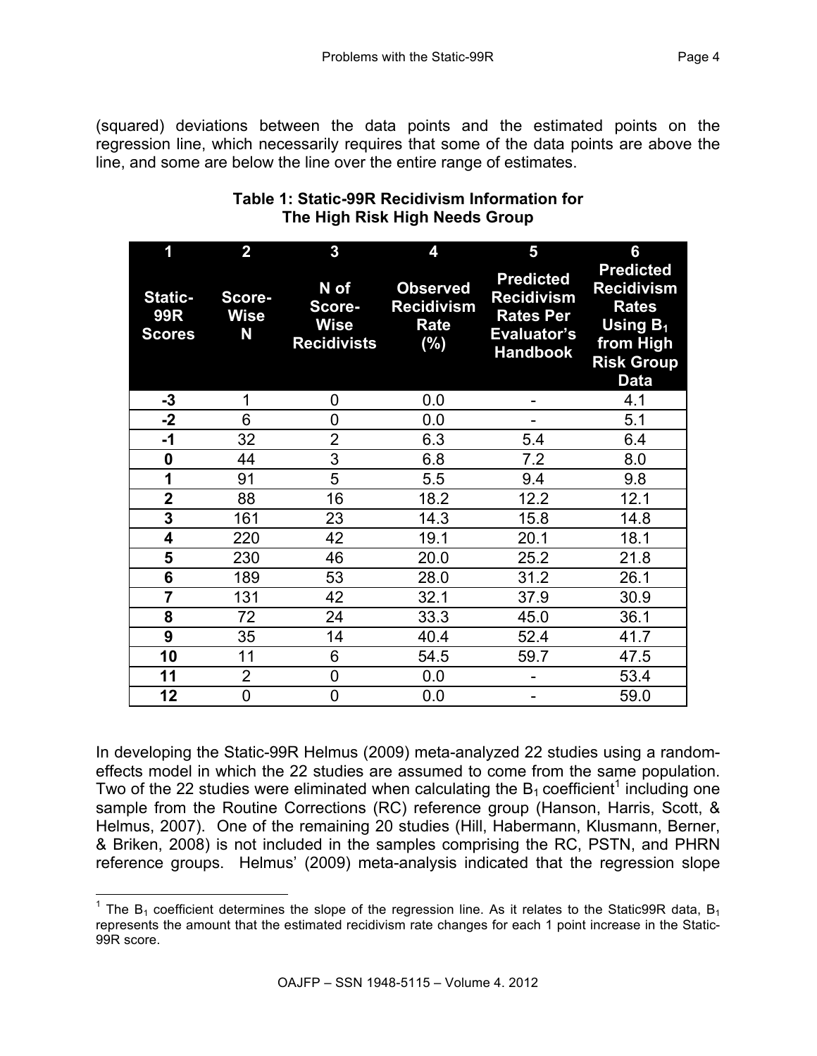(squared) deviations between the data points and the estimated points on the regression line, which necessarily requires that some of the data points are above the line, and some are below the line over the entire range of estimates.

**Table 1: Static-99R Recidivism Information for The High Risk High Needs Group**

| 1<br>Static-99R Scores | 2<br>Score-Wise N | 3<br>N of Score-Wise Recidivists | 4<br>Observed Recidivism Rate (%) | 5<br>Predicted Recidivism Rates Per Evaluator's Handbook | 6<br>Predicted Recidivism Rates Using $B_1$ from High Risk Group Data |
|---|---|---|---|---|---|
| **-3** | 1 | 0 | 0.0 | - | 4.1 |
| **-2** | 6 | 0 | 0.0 | - | 5.1 |
| **-1** | 32 | 2 | 6.3 | 5.4 | 6.4 |
| **0** | 44 | 3 | 6.8 | 7.2 | 8.0 |
| **1** | 91 | 5 | 5.5 | 9.4 | 9.8 |
| **2** | 88 | 16 | 18.2 | 12.2 | 12.1 |
| **3** | 161 | 23 | 14.3 | 15.8 | 14.8 |
| **4** | 220 | 42 | 19.1 | 20.1 | 18.1 |
| **5** | 230 | 46 | 20.0 | 25.2 | 21.8 |
| **6** | 189 | 53 | 28.0 | 31.2 | 26.1 |
| **7** | 131 | 42 | 32.1 | 37.9 | 30.9 |
| **8** | 72 | 24 | 33.3 | 45.0 | 36.1 |
| **9** | 35 | 14 | 40.4 | 52.4 | 41.7 |
| **10** | 11 | 6 | 54.5 | 59.7 | 47.5 |
| **11** | 2 | 0 | 0.0 | - | 53.4 |
| **12** | 0 | 0 | 0.0 | - | 59.0 |

In developing the Static-99R Helmus (2009) meta-analyzed 22 studies using a random-effects model in which the 22 studies are assumed to come from the same population. Two of the 22 studies were eliminated when calculating the $B_1$ coefficient[1] including one sample from the Routine Corrections (RC) reference group (Hanson, Harris, Scott, & Helmus, 2007). One of the remaining 20 studies (Hill, Habermann, Klusmann, Berner, & Briken, 2008) is not included in the samples comprising the RC, PSTN, and PHRN reference groups. Helmus' (2009) meta-analysis indicated that the regression slope

[1] The $B_1$ coefficient determines the slope of the regression line. As it relates to the Static99R data, $B_1$ represents the amount that the estimated recidivism rate changes for each 1 point increase in the Static-99R score.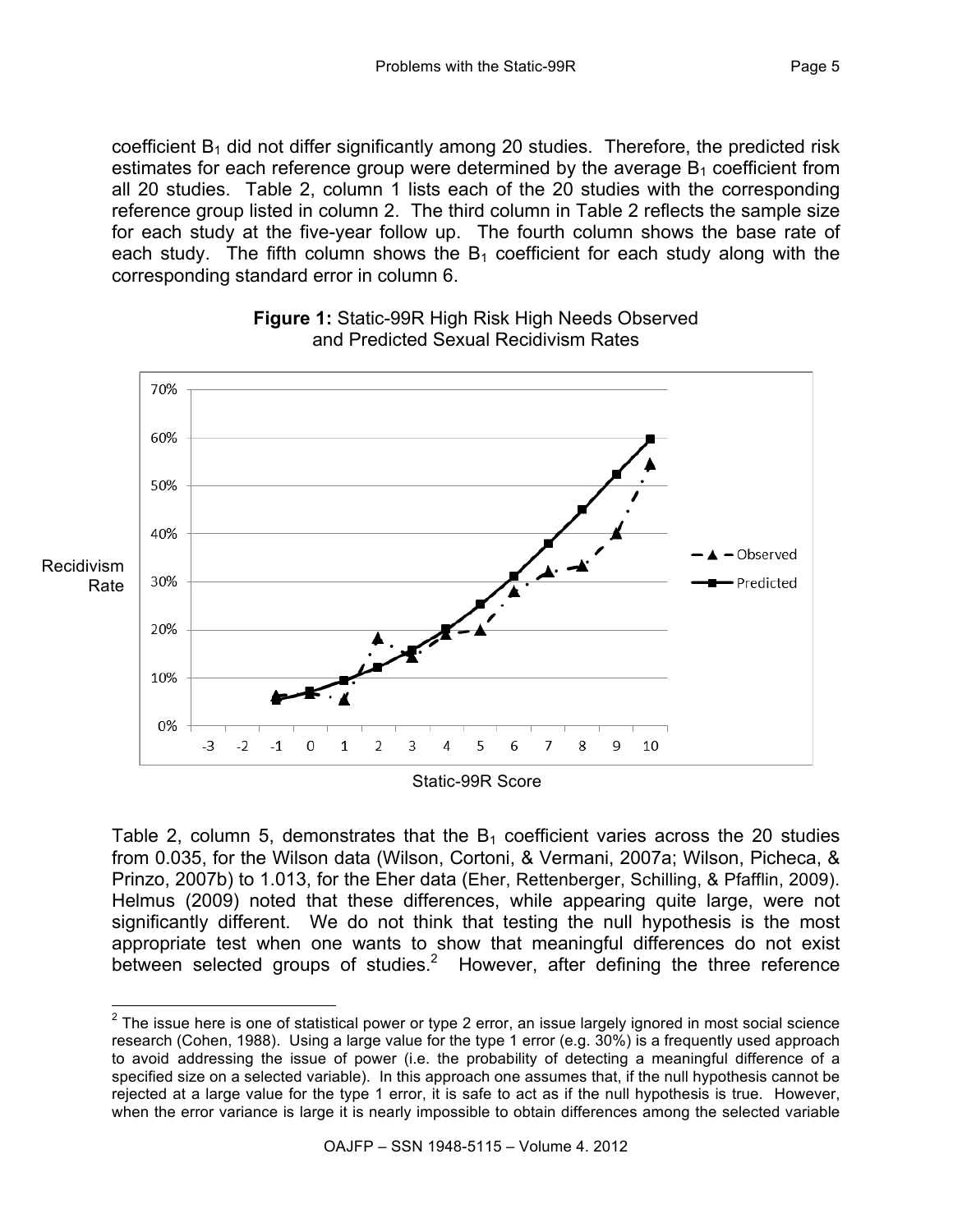coefficient $B_1$ did not differ significantly among 20 studies. Therefore, the predicted risk estimates for each reference group were determined by the average $B_1$ coefficient from all 20 studies. Table 2, column 1 lists each of the 20 studies with the corresponding reference group listed in column 2. The third column in Table 2 reflects the sample size for each study at the five-year follow up. The fourth column shows the base rate of each study. The fifth column shows the $B_1$ coefficient for each study along with the corresponding standard error in column 6.

**Figure 1:** Static-99R High Risk High Needs Observed and Predicted Sexual Recidivism Rates

Table 2, column 5, demonstrates that the $B_1$ coefficient varies across the 20 studies from 0.035, for the Wilson data (Wilson, Cortoni, & Vermani, 2007a; Wilson, Picheca, & Prinzo, 2007b) to 1.013, for the Eher data (Eher, Rettenberger, Schilling, & Pfafflin, 2009). Helmus (2009) noted that these differences, while appearing quite large, were not significantly different. We do not think that testing the null hypothesis is the most appropriate test when one wants to show that meaningful differences do not exist between selected groups of studies.[2] However, after defining the three reference

[2] The issue here is one of statistical power or type 2 error, an issue largely ignored in most social science research (Cohen, 1988). Using a large value for the type 1 error (e.g. 30%) is a frequently used approach to avoid addressing the issue of power (i.e. the probability of detecting a meaningful difference of a specified size on a selected variable). In this approach one assumes that, if the null hypothesis cannot be rejected at a large value for the type 1 error, it is safe to act as if the null hypothesis is true. However, when the error variance is large it is nearly impossible to obtain differences among the selected variable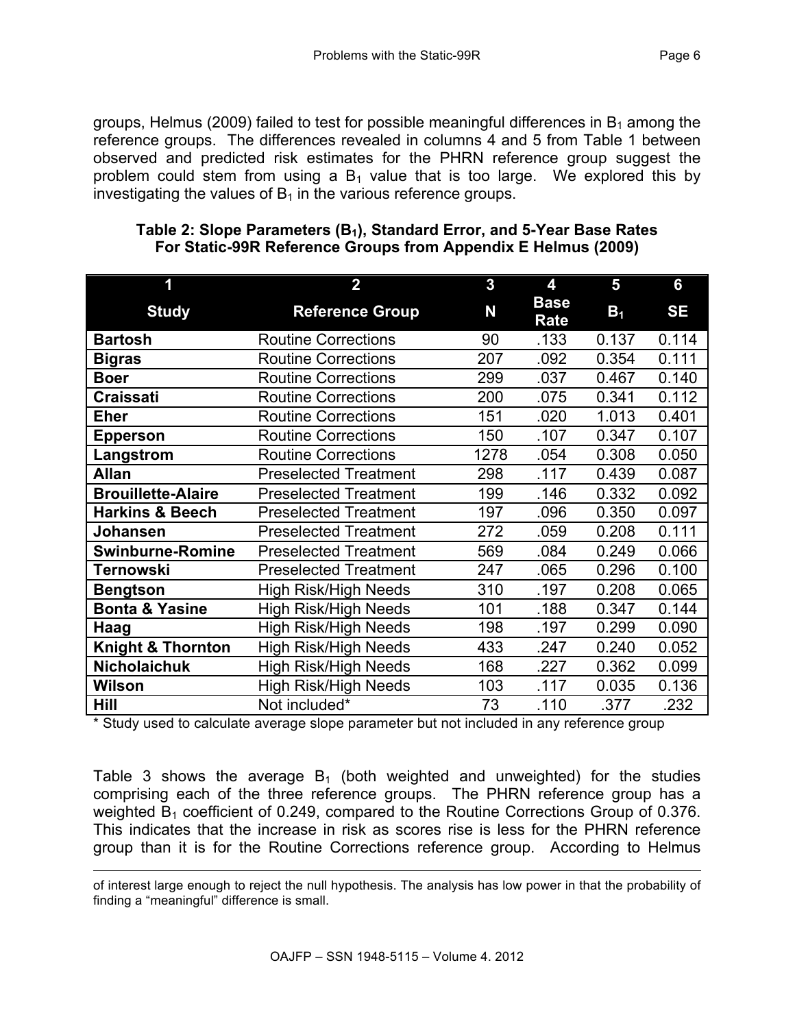groups, Helmus (2009) failed to test for possible meaningful differences in $B_1$ among the reference groups. The differences revealed in columns 4 and 5 from Table 1 between observed and predicted risk estimates for the PHRN reference group suggest the problem could stem from using a $B_1$ value that is too large. We explored this by investigating the values of $B_1$ in the various reference groups.

**Table 2: Slope Parameters ($B_1$), Standard Error, and 5-Year Base Rates For Static-99R Reference Groups from Appendix E Helmus (2009)**

| 1 | 2 | 3 | 4 | 5 | 6 |
|---|---|---|---|---|---|
| **Study** | **Reference Group** | **N** | **Base Rate** | **$B_1$** | **SE** |
| **Bartosh** | Routine Corrections | 90 | .133 | 0.137 | 0.114 |
| **Bigras** | Routine Corrections | 207 | .092 | 0.354 | 0.111 |
| **Boer** | Routine Corrections | 299 | .037 | 0.467 | 0.140 |
| **Craissati** | Routine Corrections | 200 | .075 | 0.341 | 0.112 |
| **Eher** | Routine Corrections | 151 | .020 | 1.013 | 0.401 |
| **Epperson** | Routine Corrections | 150 | .107 | 0.347 | 0.107 |
| **Langstrom** | Routine Corrections | 1278 | .054 | 0.308 | 0.050 |
| **Allan** | Preselected Treatment | 298 | .117 | 0.439 | 0.087 |
| **Brouillette-Alaire** | Preselected Treatment | 199 | .146 | 0.332 | 0.092 |
| **Harkins & Beech** | Preselected Treatment | 197 | .096 | 0.350 | 0.097 |
| **Johansen** | Preselected Treatment | 272 | .059 | 0.208 | 0.111 |
| **Swinburne-Romine** | Preselected Treatment | 569 | .084 | 0.249 | 0.066 |
| **Ternowski** | Preselected Treatment | 247 | .065 | 0.296 | 0.100 |
| **Bengtson** | High Risk/High Needs | 310 | .197 | 0.208 | 0.065 |
| **Bonta & Yasine** | High Risk/High Needs | 101 | .188 | 0.347 | 0.144 |
| **Haag** | High Risk/High Needs | 198 | .197 | 0.299 | 0.090 |
| **Knight & Thornton** | High Risk/High Needs | 433 | .247 | 0.240 | 0.052 |
| **Nicholaichuk** | High Risk/High Needs | 168 | .227 | 0.362 | 0.099 |
| **Wilson** | High Risk/High Needs | 103 | .117 | 0.035 | 0.136 |
| **Hill** | Not included* | 73 | .110 | .377 | .232 |

\* Study used to calculate average slope parameter but not included in any reference group

Table 3 shows the average $B_1$ (both weighted and unweighted) for the studies comprising each of the three reference groups. The PHRN reference group has a weighted $B_1$ coefficient of 0.249, compared to the Routine Corrections Group of 0.376. This indicates that the increase in risk as scores rise is less for the PHRN reference group than it is for the Routine Corrections reference group. According to Helmus

of interest large enough to reject the null hypothesis. The analysis has low power in that the probability of finding a "meaningful" difference is small.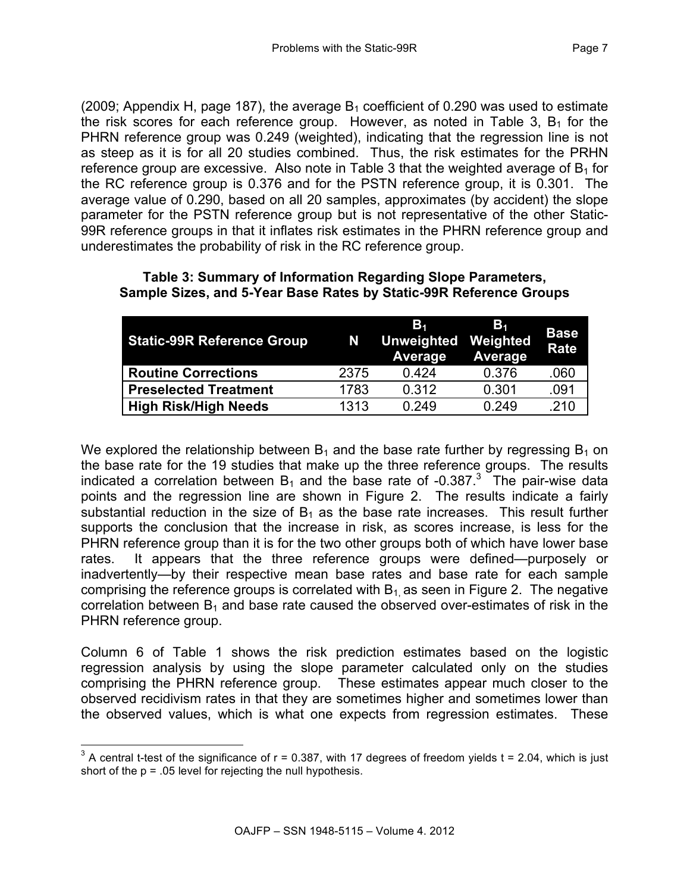(2009; Appendix H, page 187), the average $B_1$ coefficient of 0.290 was used to estimate the risk scores for each reference group. However, as noted in Table 3, $B_1$ for the PHRN reference group was 0.249 (weighted), indicating that the regression line is not as steep as it is for all 20 studies combined. Thus, the risk estimates for the PRHN reference group are excessive. Also note in Table 3 that the weighted average of $B_1$ for the RC reference group is 0.376 and for the PSTN reference group, it is 0.301. The average value of 0.290, based on all 20 samples, approximates (by accident) the slope parameter for the PSTN reference group but is not representative of the other Static-99R reference groups in that it inflates risk estimates in the PHRN reference group and underestimates the probability of risk in the RC reference group.

**Table 3: Summary of Information Regarding Slope Parameters, Sample Sizes, and 5-Year Base Rates by Static-99R Reference Groups**

| Static-99R Reference Group | N | $B_1$ Unweighted Average | $B_1$ Weighted Average | Base Rate |
|---|---|---|---|---|
| **Routine Corrections** | 2375 | 0.424 | 0.376 | .060 |
| **Preselected Treatment** | 1783 | 0.312 | 0.301 | .091 |
| **High Risk/High Needs** | 1313 | 0.249 | 0.249 | .210 |

We explored the relationship between $B_1$ and the base rate further by regressing $B_1$ on the base rate for the 19 studies that make up the three reference groups. The results indicated a correlation between $B_1$ and the base rate of -0.387.[3] The pair-wise data points and the regression line are shown in Figure 2. The results indicate a fairly substantial reduction in the size of $B_1$ as the base rate increases. This result further supports the conclusion that the increase in risk, as scores increase, is less for the PHRN reference group than it is for the two other groups both of which have lower base rates. It appears that the three reference groups were defined—purposely or inadvertently—by their respective mean base rates and base rate for each sample comprising the reference groups is correlated with $B_1$, as seen in Figure 2. The negative correlation between $B_1$ and base rate caused the observed over-estimates of risk in the PHRN reference group.

Column 6 of Table 1 shows the risk prediction estimates based on the logistic regression analysis by using the slope parameter calculated only on the studies comprising the PHRN reference group. These estimates appear much closer to the observed recidivism rates in that they are sometimes higher and sometimes lower than the observed values, which is what one expects from regression estimates. These

[3] A central t-test of the significance of $r = 0.387$, with 17 degrees of freedom yields $t = 2.04$, which is just short of the $p = .05$ level for rejecting the null hypothesis.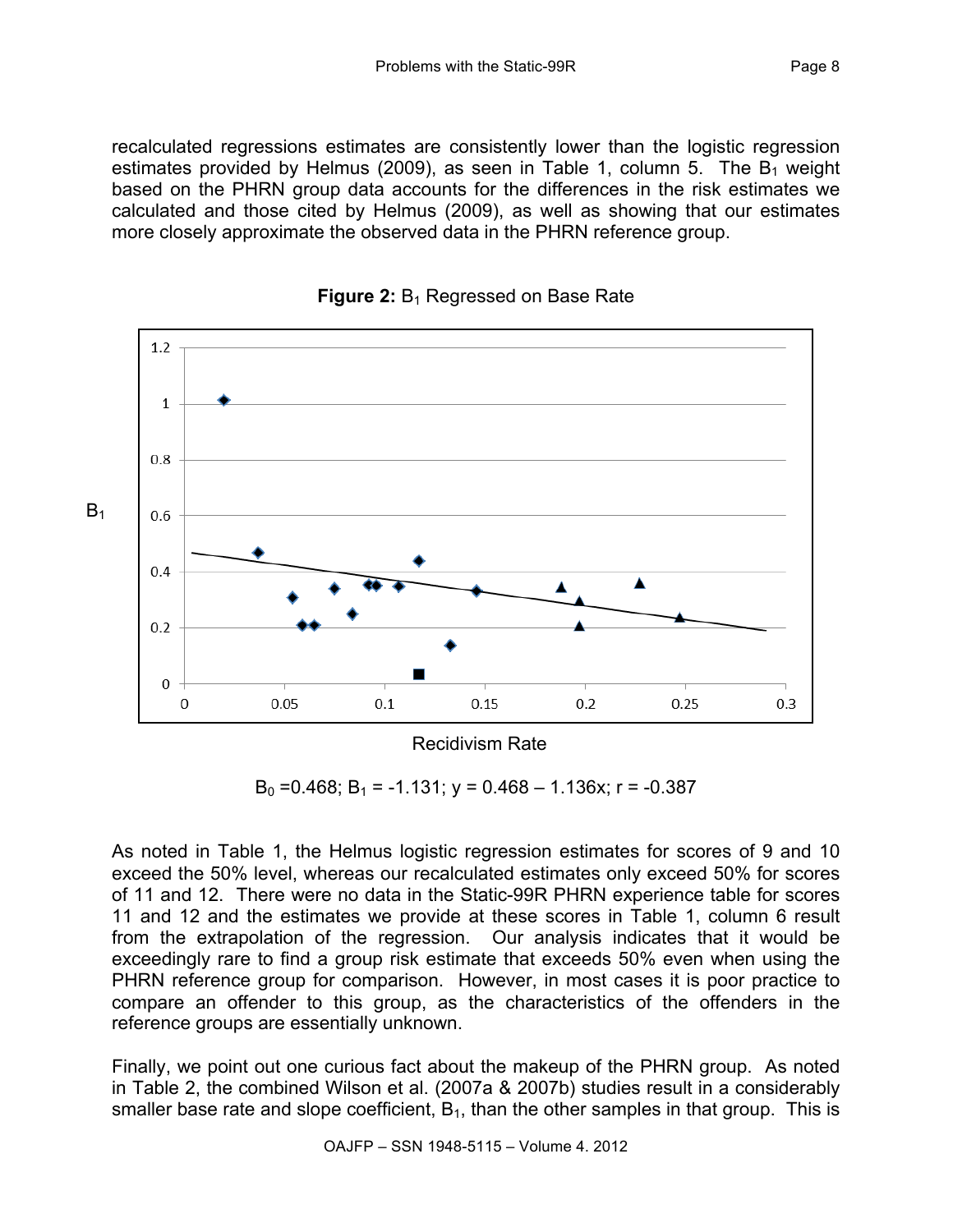recalculated regressions estimates are consistently lower than the logistic regression estimates provided by Helmus (2009), as seen in Table 1, column 5. The $B_1$ weight based on the PHRN group data accounts for the differences in the risk estimates we calculated and those cited by Helmus (2009), as well as showing that our estimates more closely approximate the observed data in the PHRN reference group.

**Figure 2:** $B_1$ Regressed on Base Rate

$B_0 = 0.468$; $B_1 = -1.131$; $y = 0.468 - 1.136x$; $r = -0.387$

As noted in Table 1, the Helmus logistic regression estimates for scores of 9 and 10 exceed the 50% level, whereas our recalculated estimates only exceed 50% for scores of 11 and 12. There were no data in the Static-99R PHRN experience table for scores 11 and 12 and the estimates we provide at these scores in Table 1, column 6 result from the extrapolation of the regression. Our analysis indicates that it would be exceedingly rare to find a group risk estimate that exceeds 50% even when using the PHRN reference group for comparison. However, in most cases it is poor practice to compare an offender to this group, as the characteristics of the offenders in the reference groups are essentially unknown.

Finally, we point out one curious fact about the makeup of the PHRN group. As noted in Table 2, the combined Wilson et al. (2007a & 2007b) studies result in a considerably smaller base rate and slope coefficient, $B_1$, than the other samples in that group. This is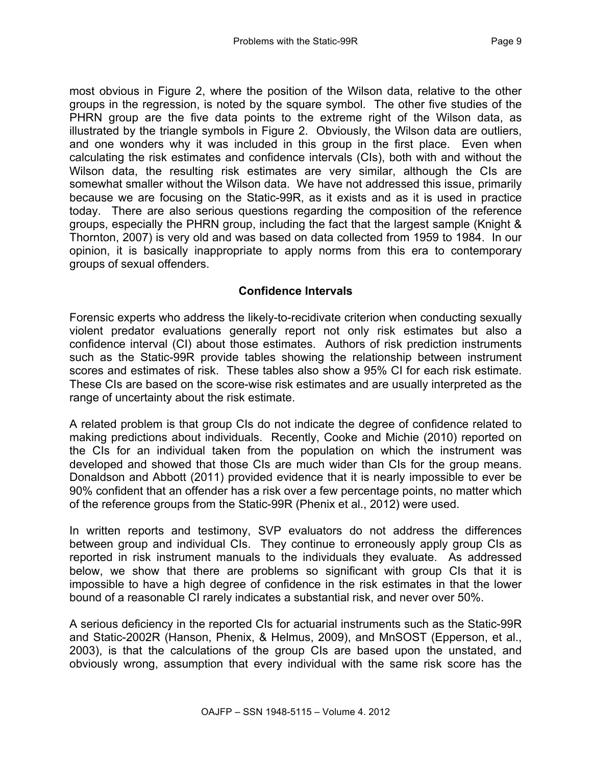most obvious in Figure 2, where the position of the Wilson data, relative to the other groups in the regression, is noted by the square symbol. The other five studies of the PHRN group are the five data points to the extreme right of the Wilson data, as illustrated by the triangle symbols in Figure 2. Obviously, the Wilson data are outliers, and one wonders why it was included in this group in the first place. Even when calculating the risk estimates and confidence intervals (CIs), both with and without the Wilson data, the resulting risk estimates are very similar, although the CIs are somewhat smaller without the Wilson data. We have not addressed this issue, primarily because we are focusing on the Static-99R, as it exists and as it is used in practice today. There are also serious questions regarding the composition of the reference groups, especially the PHRN group, including the fact that the largest sample (Knight & Thornton, 2007) is very old and was based on data collected from 1959 to 1984. In our opinion, it is basically inappropriate to apply norms from this era to contemporary groups of sexual offenders.

## Confidence Intervals

Forensic experts who address the likely-to-recidivate criterion when conducting sexually violent predator evaluations generally report not only risk estimates but also a confidence interval (CI) about those estimates. Authors of risk prediction instruments such as the Static-99R provide tables showing the relationship between instrument scores and estimates of risk. These tables also show a 95% CI for each risk estimate. These CIs are based on the score-wise risk estimates and are usually interpreted as the range of uncertainty about the risk estimate.

A related problem is that group CIs do not indicate the degree of confidence related to making predictions about individuals. Recently, Cooke and Michie (2010) reported on the CIs for an individual taken from the population on which the instrument was developed and showed that those CIs are much wider than CIs for the group means. Donaldson and Abbott (2011) provided evidence that it is nearly impossible to ever be 90% confident that an offender has a risk over a few percentage points, no matter which of the reference groups from the Static-99R (Phenix et al., 2012) were used.

In written reports and testimony, SVP evaluators do not address the differences between group and individual CIs. They continue to erroneously apply group CIs as reported in risk instrument manuals to the individuals they evaluate. As addressed below, we show that there are problems so significant with group CIs that it is impossible to have a high degree of confidence in the risk estimates in that the lower bound of a reasonable CI rarely indicates a substantial risk, and never over 50%.

A serious deficiency in the reported CIs for actuarial instruments such as the Static-99R and Static-2002R (Hanson, Phenix, & Helmus, 2009), and MnSOST (Epperson, et al., 2003), is that the calculations of the group CIs are based upon the unstated, and obviously wrong, assumption that every individual with the same risk score has the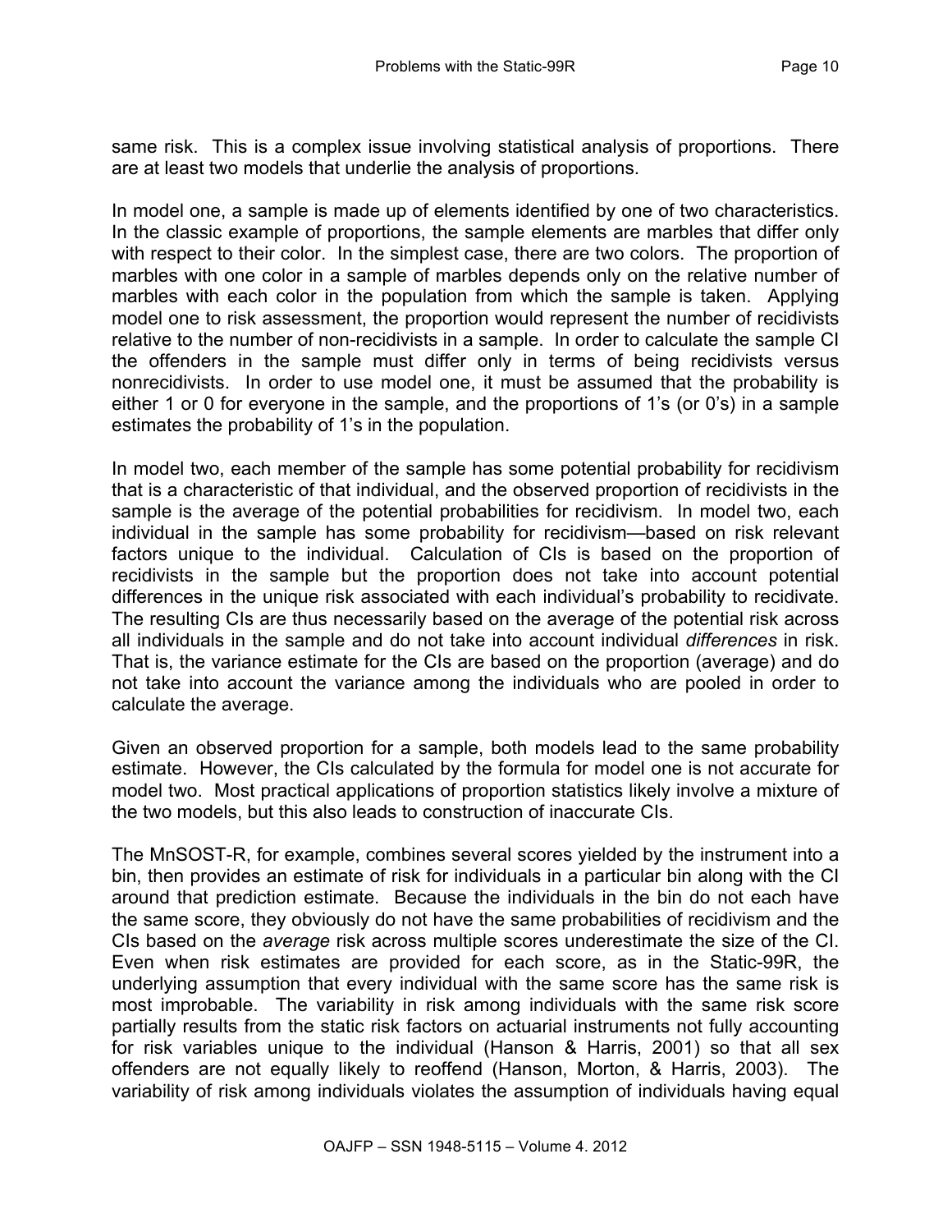same risk. This is a complex issue involving statistical analysis of proportions. There are at least two models that underlie the analysis of proportions.

In model one, a sample is made up of elements identified by one of two characteristics. In the classic example of proportions, the sample elements are marbles that differ only with respect to their color. In the simplest case, there are two colors. The proportion of marbles with one color in a sample of marbles depends only on the relative number of marbles with each color in the population from which the sample is taken. Applying model one to risk assessment, the proportion would represent the number of recidivists relative to the number of non-recidivists in a sample. In order to calculate the sample CI the offenders in the sample must differ only in terms of being recidivists versus nonrecidivists. In order to use model one, it must be assumed that the probability is either 1 or 0 for everyone in the sample, and the proportions of 1's (or 0's) in a sample estimates the probability of 1's in the population.

In model two, each member of the sample has some potential probability for recidivism that is a characteristic of that individual, and the observed proportion of recidivists in the sample is the average of the potential probabilities for recidivism. In model two, each individual in the sample has some probability for recidivism—based on risk relevant factors unique to the individual. Calculation of CIs is based on the proportion of recidivists in the sample but the proportion does not take into account potential differences in the unique risk associated with each individual's probability to recidivate. The resulting CIs are thus necessarily based on the average of the potential risk across all individuals in the sample and do not take into account individual *differences* in risk. That is, the variance estimate for the CIs are based on the proportion (average) and do not take into account the variance among the individuals who are pooled in order to calculate the average.

Given an observed proportion for a sample, both models lead to the same probability estimate. However, the CIs calculated by the formula for model one is not accurate for model two. Most practical applications of proportion statistics likely involve a mixture of the two models, but this also leads to construction of inaccurate CIs.

The MnSOST-R, for example, combines several scores yielded by the instrument into a bin, then provides an estimate of risk for individuals in a particular bin along with the CI around that prediction estimate. Because the individuals in the bin do not each have the same score, they obviously do not have the same probabilities of recidivism and the CIs based on the *average* risk across multiple scores underestimate the size of the CI. Even when risk estimates are provided for each score, as in the Static-99R, the underlying assumption that every individual with the same score has the same risk is most improbable. The variability in risk among individuals with the same risk score partially results from the static risk factors on actuarial instruments not fully accounting for risk variables unique to the individual (Hanson & Harris, 2001) so that all sex offenders are not equally likely to reoffend (Hanson, Morton, & Harris, 2003). The variability of risk among individuals violates the assumption of individuals having equal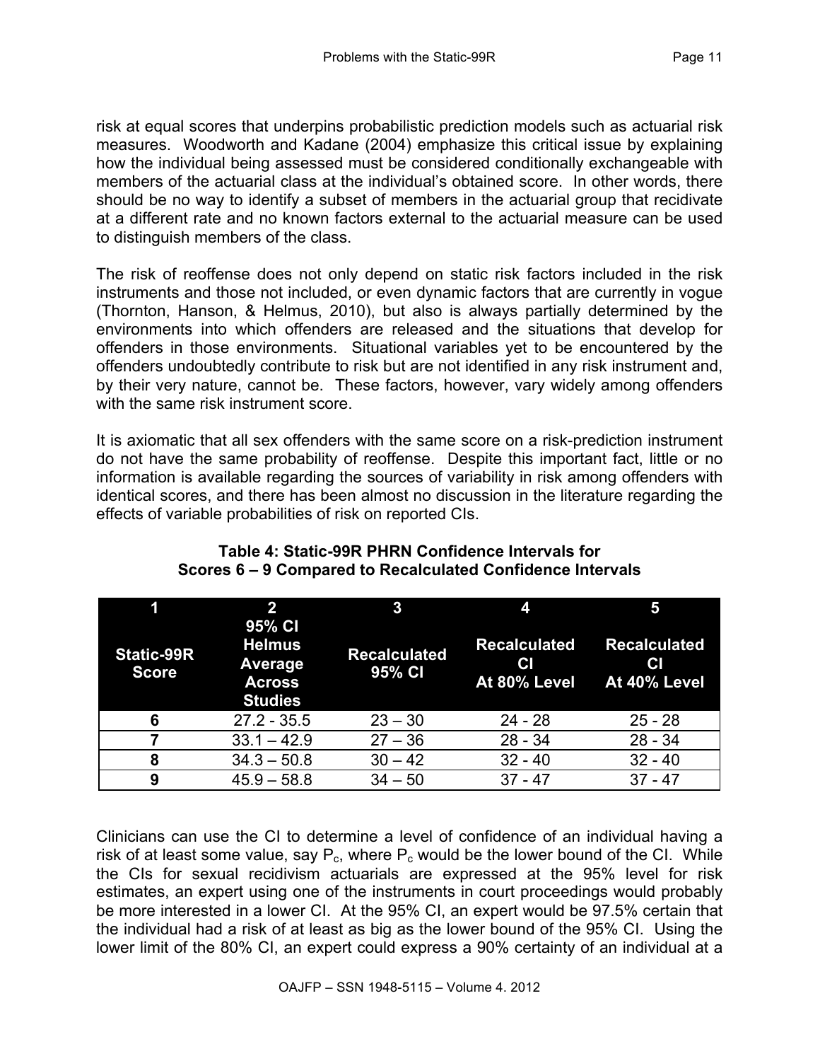risk at equal scores that underpins probabilistic prediction models such as actuarial risk measures. Woodworth and Kadane (2004) emphasize this critical issue by explaining how the individual being assessed must be considered conditionally exchangeable with members of the actuarial class at the individual's obtained score. In other words, there should be no way to identify a subset of members in the actuarial group that recidivate at a different rate and no known factors external to the actuarial measure can be used to distinguish members of the class.

The risk of reoffense does not only depend on static risk factors included in the risk instruments and those not included, or even dynamic factors that are currently in vogue (Thornton, Hanson, & Helmus, 2010), but also is always partially determined by the environments into which offenders are released and the situations that develop for offenders in those environments. Situational variables yet to be encountered by the offenders undoubtedly contribute to risk but are not identified in any risk instrument and, by their very nature, cannot be. These factors, however, vary widely among offenders with the same risk instrument score.

It is axiomatic that all sex offenders with the same score on a risk-prediction instrument do not have the same probability of reoffense. Despite this important fact, little or no information is available regarding the sources of variability in risk among offenders with identical scores, and there has been almost no discussion in the literature regarding the effects of variable probabilities of risk on reported CIs.

**Table 4: Static-99R PHRN Confidence Intervals for Scores 6 – 9 Compared to Recalculated Confidence Intervals**

| 1 | 2 | 3 | 4 | 5 |
|---|---|---|---|---|
| **Static-99R Score** | **95% CI Helmus Average Across Studies** | **Recalculated 95% CI** | **Recalculated CI At 80% Level** | **Recalculated CI At 40% Level** |
| **6** | 27.2 - 35.5 | 23 – 30 | 24 - 28 | 25 - 28 |
| **7** | 33.1 – 42.9 | 27 – 36 | 28 - 34 | 28 - 34 |
| **8** | 34.3 – 50.8 | 30 – 42 | 32 - 40 | 32 - 40 |
| **9** | 45.9 – 58.8 | 34 – 50 | 37 - 47 | 37 - 47 |

Clinicians can use the CI to determine a level of confidence of an individual having a risk of at least some value, say $P_c$, where $P_c$ would be the lower bound of the CI. While the CIs for sexual recidivism actuarials are expressed at the 95% level for risk estimates, an expert using one of the instruments in court proceedings would probably be more interested in a lower CI. At the 95% CI, an expert would be 97.5% certain that the individual had a risk of at least as big as the lower bound of the 95% CI. Using the lower limit of the 80% CI, an expert could express a 90% certainty of an individual at a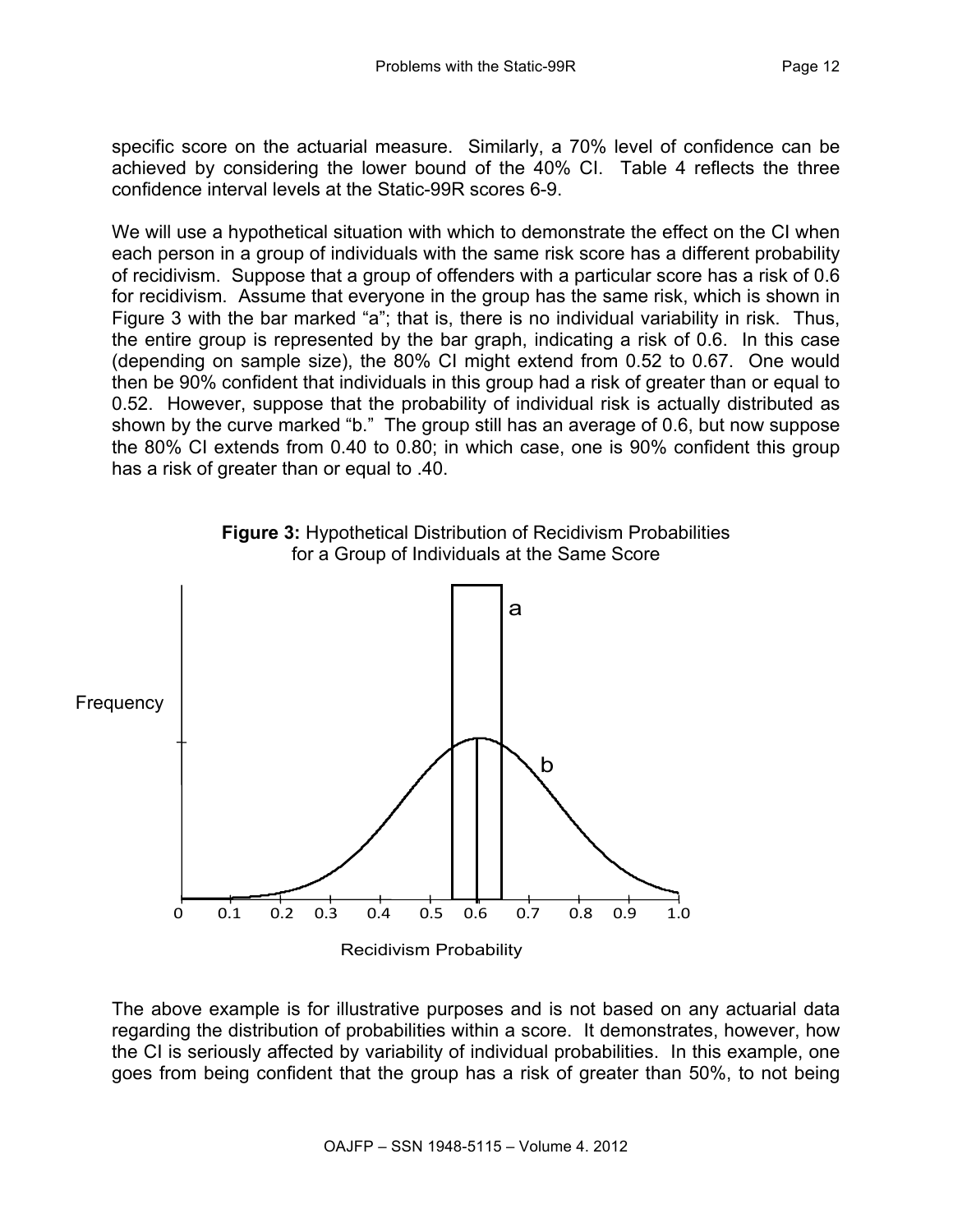specific score on the actuarial measure. Similarly, a 70% level of confidence can be achieved by considering the lower bound of the 40% CI. Table 4 reflects the three confidence interval levels at the Static-99R scores 6-9.

We will use a hypothetical situation with which to demonstrate the effect on the CI when each person in a group of individuals with the same risk score has a different probability of recidivism. Suppose that a group of offenders with a particular score has a risk of 0.6 for recidivism. Assume that everyone in the group has the same risk, which is shown in Figure 3 with the bar marked "a"; that is, there is no individual variability in risk. Thus, the entire group is represented by the bar graph, indicating a risk of 0.6. In this case (depending on sample size), the 80% CI might extend from 0.52 to 0.67. One would then be 90% confident that individuals in this group had a risk of greater than or equal to 0.52. However, suppose that the probability of individual risk is actually distributed as shown by the curve marked "b." The group still has an average of 0.6, but now suppose the 80% CI extends from 0.40 to 0.80; in which case, one is 90% confident this group has a risk of greater than or equal to .40.

**Figure 3:** Hypothetical Distribution of Recidivism Probabilities for a Group of Individuals at the Same Score

The above example is for illustrative purposes and is not based on any actuarial data regarding the distribution of probabilities within a score. It demonstrates, however, how the CI is seriously affected by variability of individual probabilities. In this example, one goes from being confident that the group has a risk of greater than 50%, to not being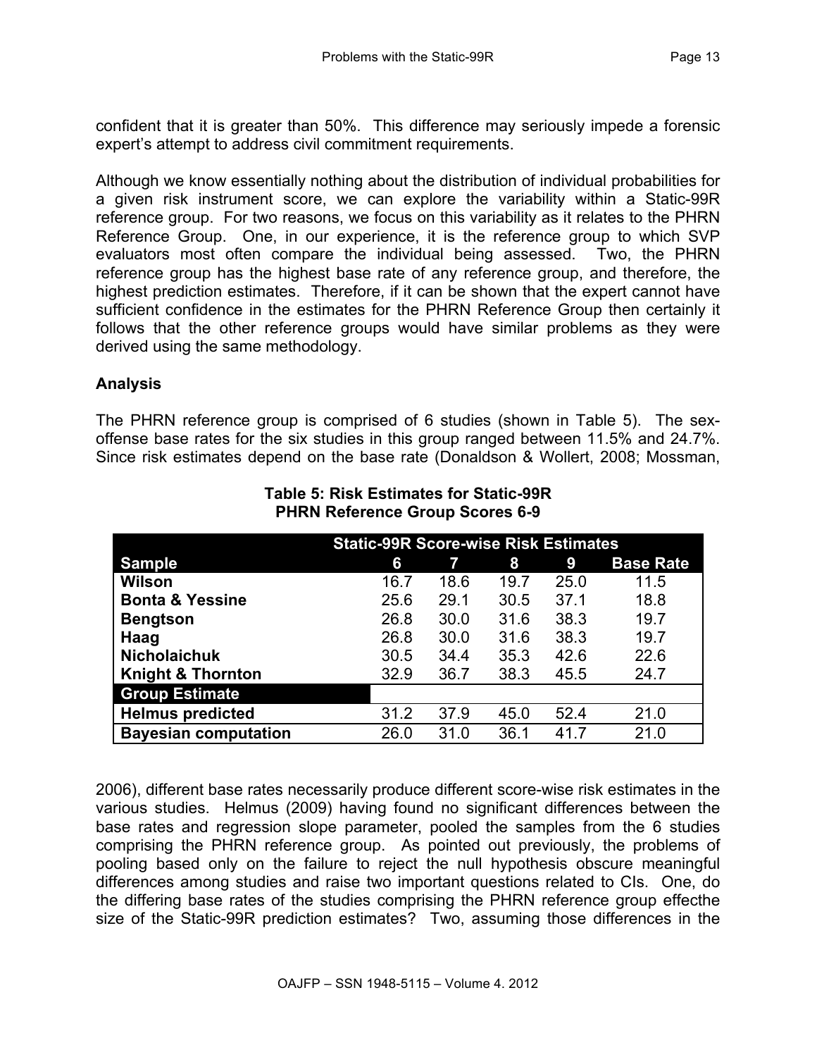confident that it is greater than 50%. This difference may seriously impede a forensic expert's attempt to address civil commitment requirements.

Although we know essentially nothing about the distribution of individual probabilities for a given risk instrument score, we can explore the variability within a Static-99R reference group. For two reasons, we focus on this variability as it relates to the PHRN Reference Group. One, in our experience, it is the reference group to which SVP evaluators most often compare the individual being assessed. Two, the PHRN reference group has the highest base rate of any reference group, and therefore, the highest prediction estimates. Therefore, if it can be shown that the expert cannot have sufficient confidence in the estimates for the PHRN Reference Group then certainly it follows that the other reference groups would have similar problems as they were derived using the same methodology.

**Analysis**

The PHRN reference group is comprised of 6 studies (shown in Table 5). The sex-offense base rates for the six studies in this group ranged between 11.5% and 24.7%. Since risk estimates depend on the base rate (Donaldson & Wollert, 2008; Mossman, 2006), different base rates necessarily produce different score-wise risk estimates in the various studies. Helmus (2009) having found no significant differences between the base rates and regression slope parameter, pooled the samples from the 6 studies comprising the PHRN reference group. As pointed out previously, the problems of pooling based only on the failure to reject the null hypothesis obscure meaningful differences among studies and raise two important questions related to CIs. One, do the differing base rates of the studies comprising the PHRN reference group effecthe size of the Static-99R prediction estimates? Two, assuming those differences in the

**Table 5: Risk Estimates for Static-99R PHRN Reference Group Scores 6-9**

| | Static-99R Score-wise Risk Estimates | | | | |
|---|---|---|---|---|---|
| **Sample** | **6** | **7** | **8** | **9** | **Base Rate** |
| **Wilson** | 16.7 | 18.6 | 19.7 | 25.0 | 11.5 |
| **Bonta & Yessine** | 25.6 | 29.1 | 30.5 | 37.1 | 18.8 |
| **Bengtson** | 26.8 | 30.0 | 31.6 | 38.3 | 19.7 |
| **Haag** | 26.8 | 30.0 | 31.6 | 38.3 | 19.7 |
| **Nicholaichuk** | 30.5 | 34.4 | 35.3 | 42.6 | 22.6 |
| **Knight & Thornton** | 32.9 | 36.7 | 38.3 | 45.5 | 24.7 |
| **Group Estimate** | | | | | |
| **Helmus predicted** | 31.2 | 37.9 | 45.0 | 52.4 | 21.0 |
| **Bayesian computation** | 26.0 | 31.0 | 36.1 | 41.7 | 21.0 |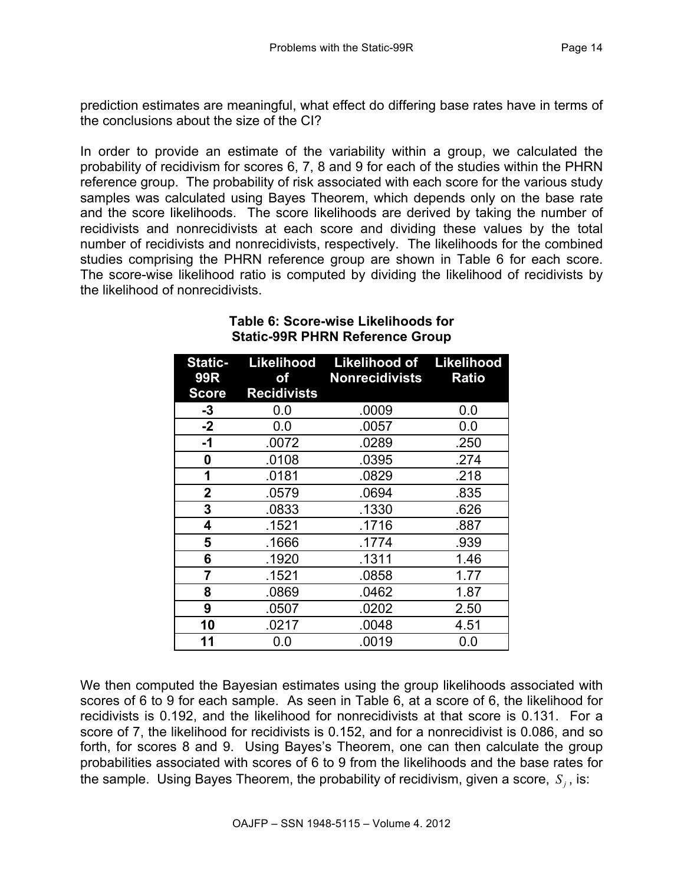prediction estimates are meaningful, what effect do differing base rates have in terms of the conclusions about the size of the CI?

In order to provide an estimate of the variability within a group, we calculated the probability of recidivism for scores 6, 7, 8 and 9 for each of the studies within the PHRN reference group. The probability of risk associated with each score for the various study samples was calculated using Bayes Theorem, which depends only on the base rate and the score likelihoods. The score likelihoods are derived by taking the number of recidivists and nonrecidivists at each score and dividing these values by the total number of recidivists and nonrecidivists, respectively. The likelihoods for the combined studies comprising the PHRN reference group are shown in Table 6 for each score. The score-wise likelihood ratio is computed by dividing the likelihood of recidivists by the likelihood of nonrecidivists.

**Table 6: Score-wise Likelihoods for Static-99R PHRN Reference Group**

| Static-99R Score | Likelihood of Recidivists | Likelihood of Nonrecidivists | Likelihood Ratio |
|---|---|---|---|
| -3 | 0.0 | .0009 | 0.0 |
| -2 | 0.0 | .0057 | 0.0 |
| -1 | .0072 | .0289 | .250 |
| 0 | .0108 | .0395 | .274 |
| 1 | .0181 | .0829 | .218 |
| 2 | .0579 | .0694 | .835 |
| 3 | .0833 | .1330 | .626 |
| 4 | .1521 | .1716 | .887 |
| 5 | .1666 | .1774 | .939 |
| 6 | .1920 | .1311 | 1.46 |
| 7 | .1521 | .0858 | 1.77 |
| 8 | .0869 | .0462 | 1.87 |
| 9 | .0507 | .0202 | 2.50 |
| 10 | .0217 | .0048 | 4.51 |
| 11 | 0.0 | .0019 | 0.0 |

We then computed the Bayesian estimates using the group likelihoods associated with scores of 6 to 9 for each sample. As seen in Table 6, at a score of 6, the likelihood for recidivists is 0.192, and the likelihood for nonrecidivists at that score is 0.131. For a score of 7, the likelihood for recidivists is 0.152, and for a nonrecidivist is 0.086, and so forth, for scores 8 and 9. Using Bayes's Theorem, one can then calculate the group probabilities associated with scores of 6 to 9 from the likelihoods and the base rates for the sample. Using Bayes Theorem, the probability of recidivism, given a score, $S_j$, is: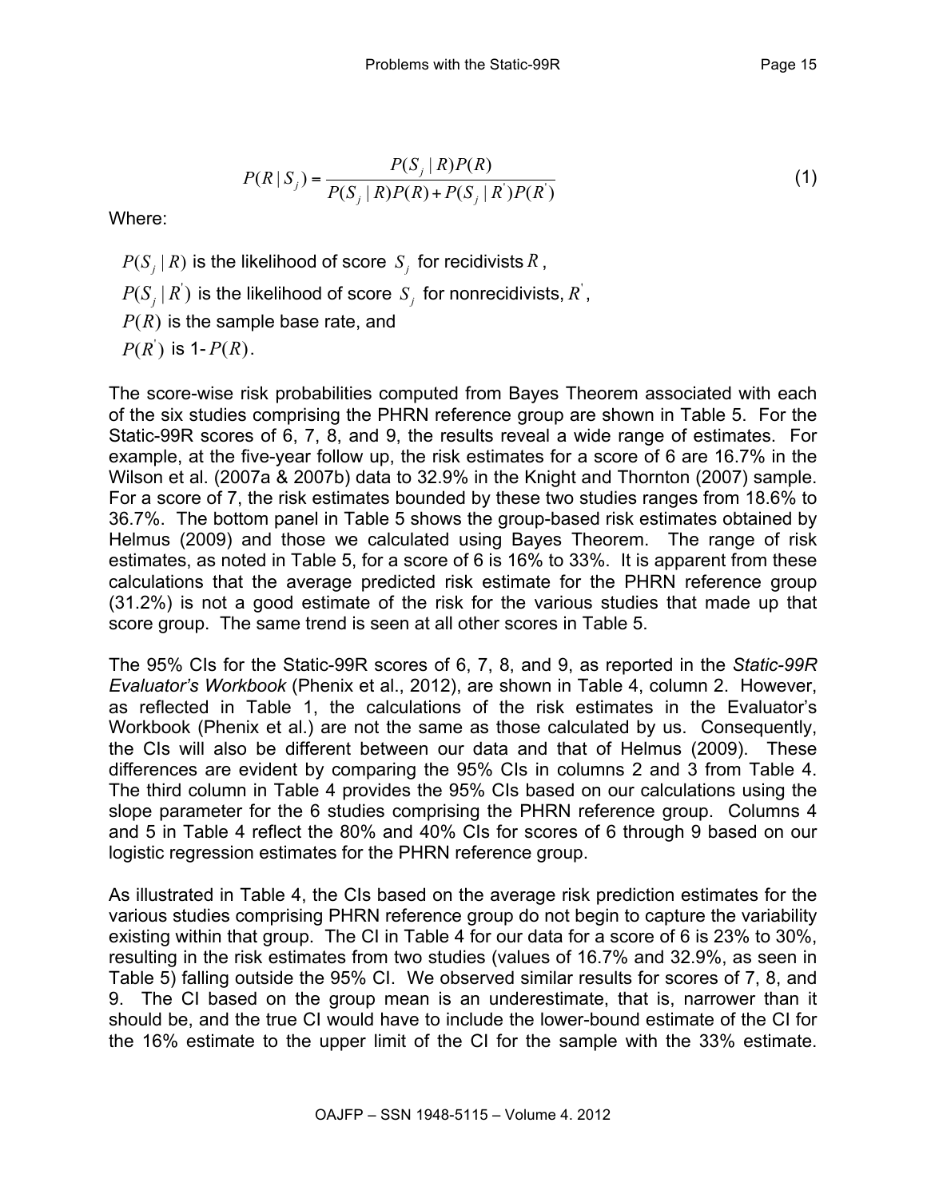$$P(R \mid S_j) = \frac{P(S_j \mid R)P(R)}{P(S_j \mid R)P(R) + P(S_j \mid R^{'})P(R^{'})} \tag{1}$$

Where:

$P(S_j \mid R)$ is the likelihood of score $S_j$ for recidivists $R$,

$P(S_j \mid R^{'})$ is the likelihood of score $S_j$ for nonrecidivists, $R^{'}$,

$P(R)$ is the sample base rate, and

$P(R^{'})$ is 1-$P(R)$.

The score-wise risk probabilities computed from Bayes Theorem associated with each of the six studies comprising the PHRN reference group are shown in Table 5. For the Static-99R scores of 6, 7, 8, and 9, the results reveal a wide range of estimates. For example, at the five-year follow up, the risk estimates for a score of 6 are 16.7% in the Wilson et al. (2007a & 2007b) data to 32.9% in the Knight and Thornton (2007) sample. For a score of 7, the risk estimates bounded by these two studies ranges from 18.6% to 36.7%. The bottom panel in Table 5 shows the group-based risk estimates obtained by Helmus (2009) and those we calculated using Bayes Theorem. The range of risk estimates, as noted in Table 5, for a score of 6 is 16% to 33%. It is apparent from these calculations that the average predicted risk estimate for the PHRN reference group (31.2%) is not a good estimate of the risk for the various studies that made up that score group. The same trend is seen at all other scores in Table 5.

The 95% CIs for the Static-99R scores of 6, 7, 8, and 9, as reported in the *Static-99R Evaluator's Workbook* (Phenix et al., 2012), are shown in Table 4, column 2. However, as reflected in Table 1, the calculations of the risk estimates in the Evaluator's Workbook (Phenix et al.) are not the same as those calculated by us. Consequently, the CIs will also be different between our data and that of Helmus (2009). These differences are evident by comparing the 95% CIs in columns 2 and 3 from Table 4. The third column in Table 4 provides the 95% CIs based on our calculations using the slope parameter for the 6 studies comprising the PHRN reference group. Columns 4 and 5 in Table 4 reflect the 80% and 40% CIs for scores of 6 through 9 based on our logistic regression estimates for the PHRN reference group.

As illustrated in Table 4, the CIs based on the average risk prediction estimates for the various studies comprising PHRN reference group do not begin to capture the variability existing within that group. The CI in Table 4 for our data for a score of 6 is 23% to 30%, resulting in the risk estimates from two studies (values of 16.7% and 32.9%, as seen in Table 5) falling outside the 95% CI. We observed similar results for scores of 7, 8, and 9. The CI based on the group mean is an underestimate, that is, narrower than it should be, and the true CI would have to include the lower-bound estimate of the CI for the 16% estimate to the upper limit of the CI for the sample with the 33% estimate.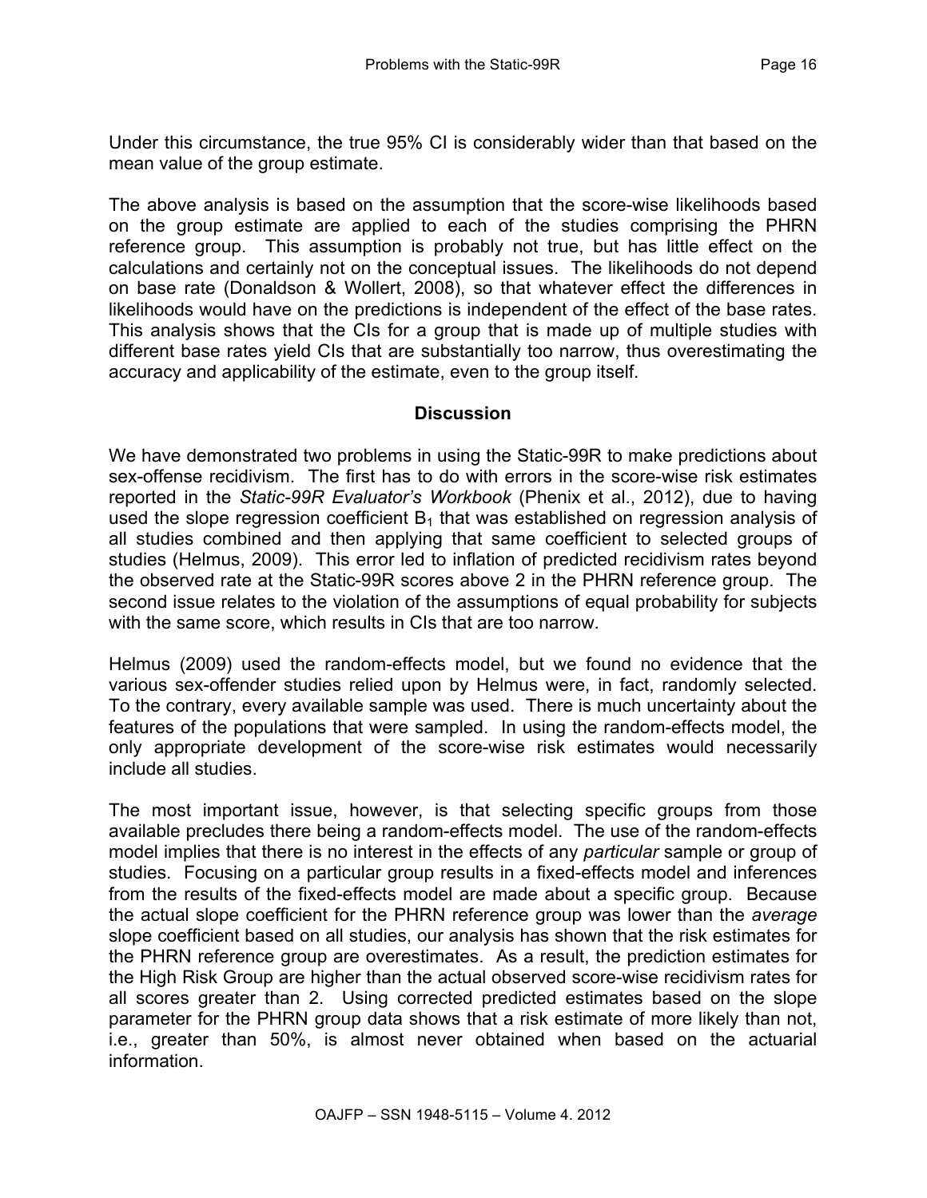Under this circumstance, the true 95% CI is considerably wider than that based on the mean value of the group estimate.

The above analysis is based on the assumption that the score-wise likelihoods based on the group estimate are applied to each of the studies comprising the PHRN reference group. This assumption is probably not true, but has little effect on the calculations and certainly not on the conceptual issues. The likelihoods do not depend on base rate (Donaldson & Wollert, 2008), so that whatever effect the differences in likelihoods would have on the predictions is independent of the effect of the base rates. This analysis shows that the CIs for a group that is made up of multiple studies with different base rates yield CIs that are substantially too narrow, thus overestimating the accuracy and applicability of the estimate, even to the group itself.

## Discussion

We have demonstrated two problems in using the Static-99R to make predictions about sex-offense recidivism. The first has to do with errors in the score-wise risk estimates reported in the *Static-99R Evaluator's Workbook* (Phenix et al., 2012), due to having used the slope regression coefficient $B_1$ that was established on regression analysis of all studies combined and then applying that same coefficient to selected groups of studies (Helmus, 2009). This error led to inflation of predicted recidivism rates beyond the observed rate at the Static-99R scores above 2 in the PHRN reference group. The second issue relates to the violation of the assumptions of equal probability for subjects with the same score, which results in CIs that are too narrow.

Helmus (2009) used the random-effects model, but we found no evidence that the various sex-offender studies relied upon by Helmus were, in fact, randomly selected. To the contrary, every available sample was used. There is much uncertainty about the features of the populations that were sampled. In using the random-effects model, the only appropriate development of the score-wise risk estimates would necessarily include all studies.

The most important issue, however, is that selecting specific groups from those available precludes there being a random-effects model. The use of the random-effects model implies that there is no interest in the effects of any *particular* sample or group of studies. Focusing on a particular group results in a fixed-effects model and inferences from the results of the fixed-effects model are made about a specific group. Because the actual slope coefficient for the PHRN reference group was lower than the *average* slope coefficient based on all studies, our analysis has shown that the risk estimates for the PHRN reference group are overestimates. As a result, the prediction estimates for the High Risk Group are higher than the actual observed score-wise recidivism rates for all scores greater than 2. Using corrected predicted estimates based on the slope parameter for the PHRN group data shows that a risk estimate of more likely than not, i.e., greater than 50%, is almost never obtained when based on the actuarial information.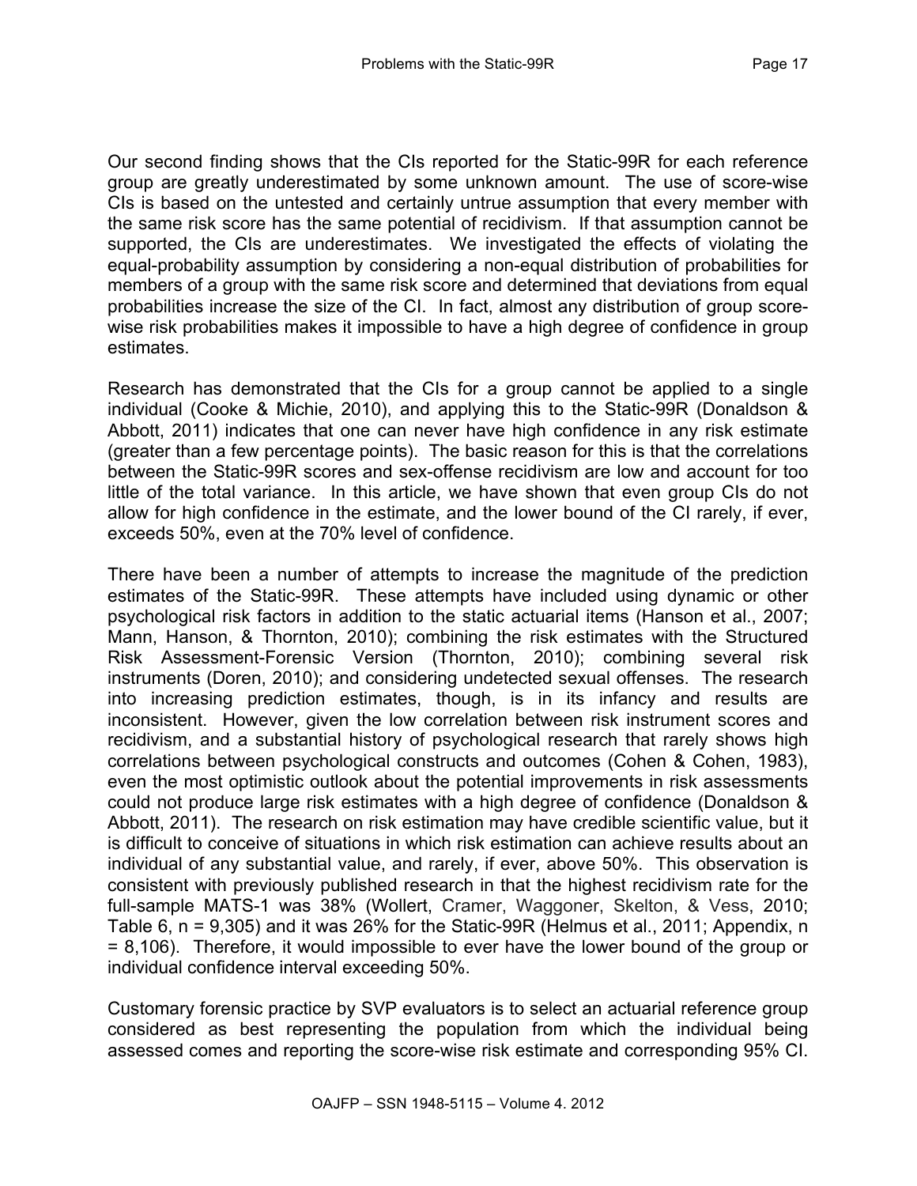Our second finding shows that the CIs reported for the Static-99R for each reference group are greatly underestimated by some unknown amount. The use of score-wise CIs is based on the untested and certainly untrue assumption that every member with the same risk score has the same potential of recidivism. If that assumption cannot be supported, the CIs are underestimates. We investigated the effects of violating the equal-probability assumption by considering a non-equal distribution of probabilities for members of a group with the same risk score and determined that deviations from equal probabilities increase the size of the CI. In fact, almost any distribution of group score-wise risk probabilities makes it impossible to have a high degree of confidence in group estimates.

Research has demonstrated that the CIs for a group cannot be applied to a single individual (Cooke & Michie, 2010), and applying this to the Static-99R (Donaldson & Abbott, 2011) indicates that one can never have high confidence in any risk estimate (greater than a few percentage points). The basic reason for this is that the correlations between the Static-99R scores and sex-offense recidivism are low and account for too little of the total variance. In this article, we have shown that even group CIs do not allow for high confidence in the estimate, and the lower bound of the CI rarely, if ever, exceeds 50%, even at the 70% level of confidence.

There have been a number of attempts to increase the magnitude of the prediction estimates of the Static-99R. These attempts have included using dynamic or other psychological risk factors in addition to the static actuarial items (Hanson et al., 2007; Mann, Hanson, & Thornton, 2010); combining the risk estimates with the Structured Risk Assessment-Forensic Version (Thornton, 2010); combining several risk instruments (Doren, 2010); and considering undetected sexual offenses. The research into increasing prediction estimates, though, is in its infancy and results are inconsistent. However, given the low correlation between risk instrument scores and recidivism, and a substantial history of psychological research that rarely shows high correlations between psychological constructs and outcomes (Cohen & Cohen, 1983), even the most optimistic outlook about the potential improvements in risk assessments could not produce large risk estimates with a high degree of confidence (Donaldson & Abbott, 2011). The research on risk estimation may have credible scientific value, but it is difficult to conceive of situations in which risk estimation can achieve results about an individual of any substantial value, and rarely, if ever, above 50%. This observation is consistent with previously published research in that the highest recidivism rate for the full-sample MATS-1 was 38% (Wollert, Cramer, Waggoner, Skelton, & Vess, 2010; Table 6, n = 9,305) and it was 26% for the Static-99R (Helmus et al., 2011; Appendix, n = 8,106). Therefore, it would impossible to ever have the lower bound of the group or individual confidence interval exceeding 50%.

Customary forensic practice by SVP evaluators is to select an actuarial reference group considered as best representing the population from which the individual being assessed comes and reporting the score-wise risk estimate and corresponding 95% CI.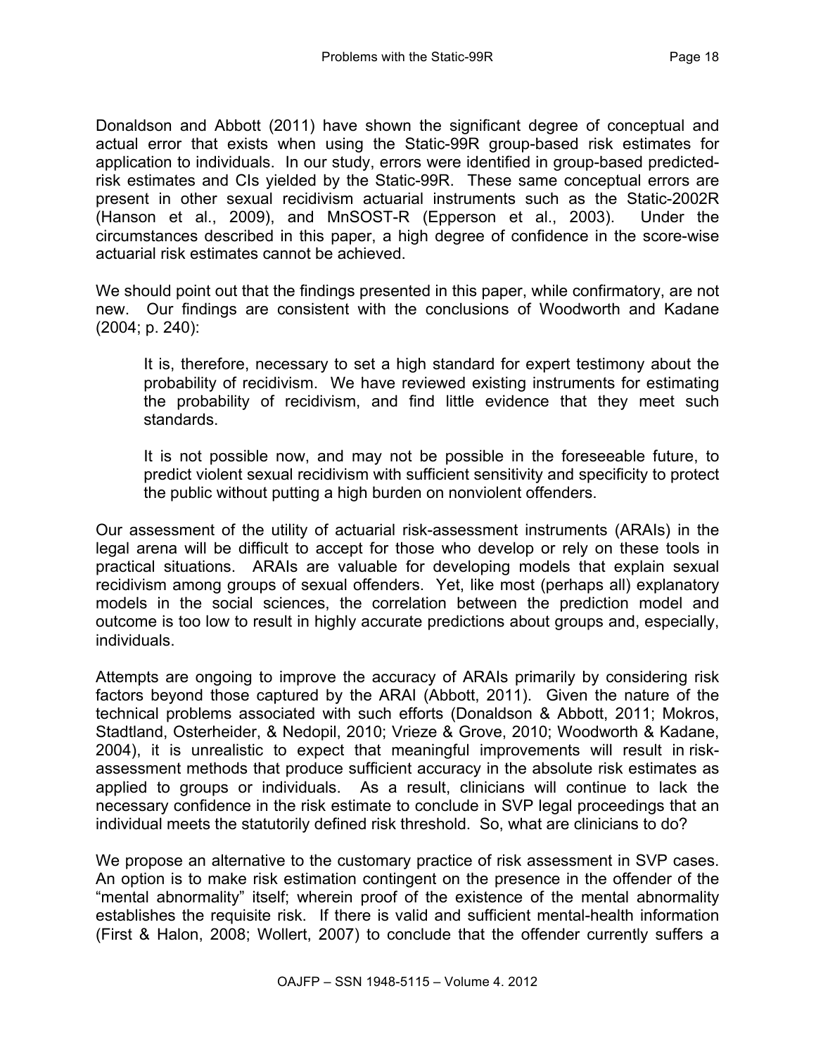Donaldson and Abbott (2011) have shown the significant degree of conceptual and actual error that exists when using the Static-99R group-based risk estimates for application to individuals. In our study, errors were identified in group-based predicted-risk estimates and CIs yielded by the Static-99R. These same conceptual errors are present in other sexual recidivism actuarial instruments such as the Static-2002R (Hanson et al., 2009), and MnSOST-R (Epperson et al., 2003). Under the circumstances described in this paper, a high degree of confidence in the score-wise actuarial risk estimates cannot be achieved.

We should point out that the findings presented in this paper, while confirmatory, are not new. Our findings are consistent with the conclusions of Woodworth and Kadane (2004; p. 240):

> It is, therefore, necessary to set a high standard for expert testimony about the probability of recidivism. We have reviewed existing instruments for estimating the probability of recidivism, and find little evidence that they meet such standards.
>
> It is not possible now, and may not be possible in the foreseeable future, to predict violent sexual recidivism with sufficient sensitivity and specificity to protect the public without putting a high burden on nonviolent offenders.

Our assessment of the utility of actuarial risk-assessment instruments (ARAIs) in the legal arena will be difficult to accept for those who develop or rely on these tools in practical situations. ARAIs are valuable for developing models that explain sexual recidivism among groups of sexual offenders. Yet, like most (perhaps all) explanatory models in the social sciences, the correlation between the prediction model and outcome is too low to result in highly accurate predictions about groups and, especially, individuals.

Attempts are ongoing to improve the accuracy of ARAIs primarily by considering risk factors beyond those captured by the ARAI (Abbott, 2011). Given the nature of the technical problems associated with such efforts (Donaldson & Abbott, 2011; Mokros, Stadtland, Osterheider, & Nedopil, 2010; Vrieze & Grove, 2010; Woodworth & Kadane, 2004), it is unrealistic to expect that meaningful improvements will result in risk-assessment methods that produce sufficient accuracy in the absolute risk estimates as applied to groups or individuals. As a result, clinicians will continue to lack the necessary confidence in the risk estimate to conclude in SVP legal proceedings that an individual meets the statutorily defined risk threshold. So, what are clinicians to do?

We propose an alternative to the customary practice of risk assessment in SVP cases. An option is to make risk estimation contingent on the presence in the offender of the "mental abnormality" itself; wherein proof of the existence of the mental abnormality establishes the requisite risk. If there is valid and sufficient mental-health information (First & Halon, 2008; Wollert, 2007) to conclude that the offender currently suffers a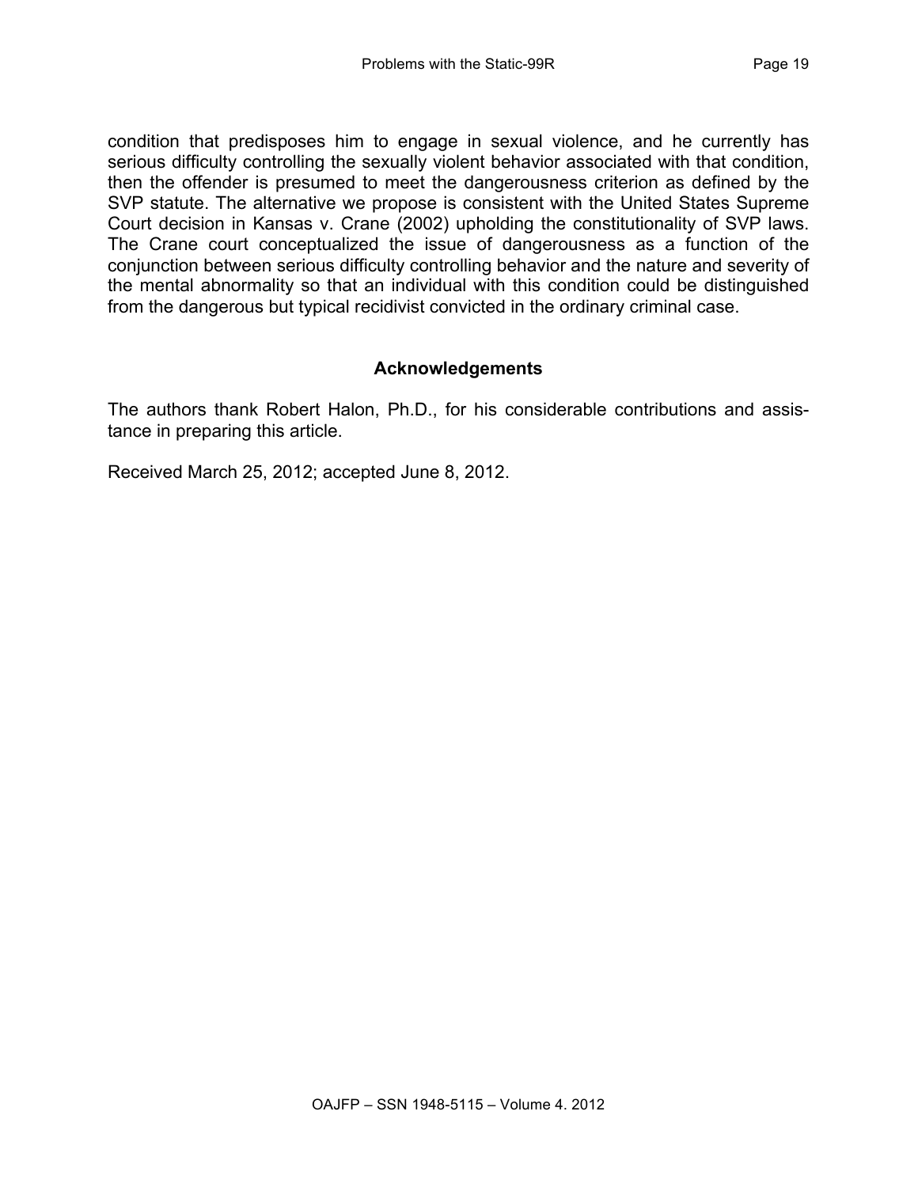condition that predisposes him to engage in sexual violence, and he currently has serious difficulty controlling the sexually violent behavior associated with that condition, then the offender is presumed to meet the dangerousness criterion as defined by the SVP statute. The alternative we propose is consistent with the United States Supreme Court decision in Kansas v. Crane (2002) upholding the constitutionality of SVP laws. The Crane court conceptualized the issue of dangerousness as a function of the conjunction between serious difficulty controlling behavior and the nature and severity of the mental abnormality so that an individual with this condition could be distinguished from the dangerous but typical recidivist convicted in the ordinary criminal case.

## Acknowledgements

The authors thank Robert Halon, Ph.D., for his considerable contributions and assistance in preparing this article.

Received March 25, 2012; accepted June 8, 2012.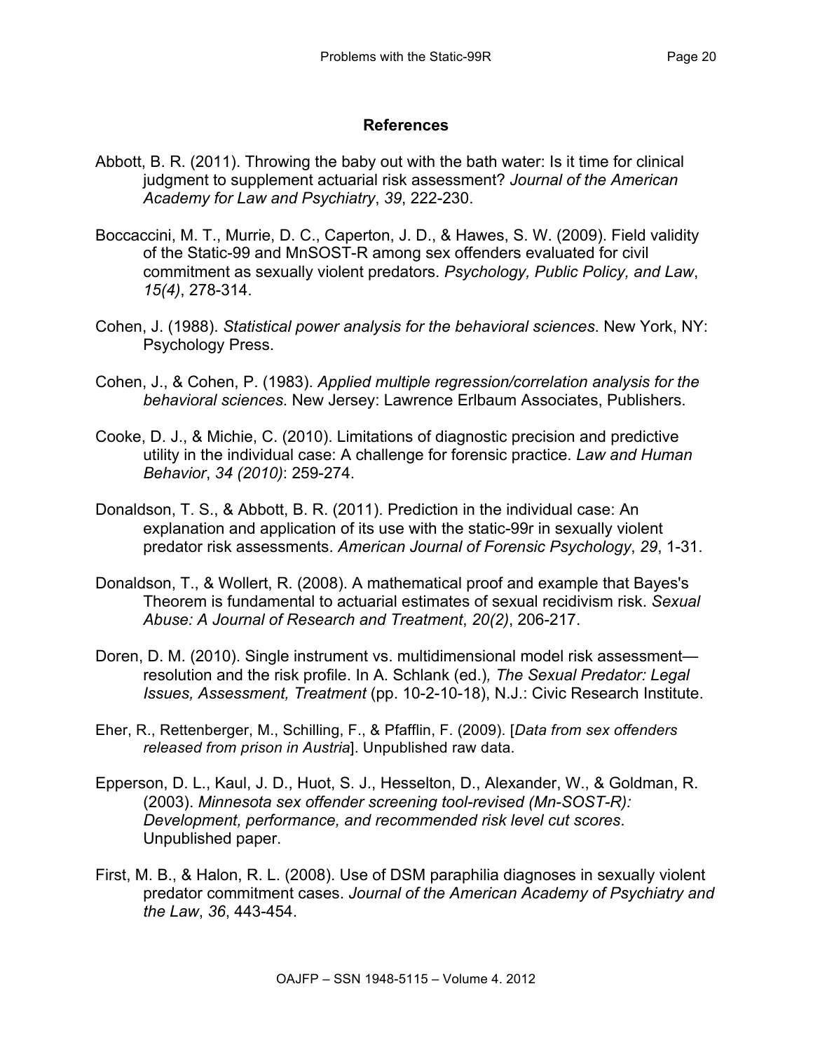## References

Abbott, B. R. (2011). Throwing the baby out with the bath water: Is it time for clinical judgment to supplement actuarial risk assessment? *Journal of the American Academy for Law and Psychiatry*, *39*, 222-230.

Boccaccini, M. T., Murrie, D. C., Caperton, J. D., & Hawes, S. W. (2009). Field validity of the Static-99 and MnSOST-R among sex offenders evaluated for civil commitment as sexually violent predators. *Psychology, Public Policy, and Law*, *15(4)*, 278-314.

Cohen, J. (1988). *Statistical power analysis for the behavioral sciences*. New York, NY: Psychology Press.

Cohen, J., & Cohen, P. (1983). *Applied multiple regression/correlation analysis for the behavioral sciences*. New Jersey: Lawrence Erlbaum Associates, Publishers.

Cooke, D. J., & Michie, C. (2010). Limitations of diagnostic precision and predictive utility in the individual case: A challenge for forensic practice. *Law and Human Behavior*, *34 (2010)*: 259-274.

Donaldson, T. S., & Abbott, B. R. (2011). Prediction in the individual case: An explanation and application of its use with the static-99r in sexually violent predator risk assessments. *American Journal of Forensic Psychology*, *29*, 1-31.

Donaldson, T., & Wollert, R. (2008). A mathematical proof and example that Bayes's Theorem is fundamental to actuarial estimates of sexual recidivism risk. *Sexual Abuse: A Journal of Research and Treatment*, *20(2)*, 206-217.

Doren, D. M. (2010). Single instrument vs. multidimensional model risk assessment—resolution and the risk profile. In A. Schlank (ed.)*, The Sexual Predator: Legal Issues, Assessment, Treatment* (pp. 10-2-10-18), N.J.: Civic Research Institute.

Eher, R., Rettenberger, M., Schilling, F., & Pfafflin, F. (2009). [*Data from sex offenders released from prison in Austria*]. Unpublished raw data.

Epperson, D. L., Kaul, J. D., Huot, S. J., Hesselton, D., Alexander, W., & Goldman, R. (2003). *Minnesota sex offender screening tool-revised (Mn-SOST-R): Development, performance, and recommended risk level cut scores*. Unpublished paper.

First, M. B., & Halon, R. L. (2008). Use of DSM paraphilia diagnoses in sexually violent predator commitment cases. *Journal of the American Academy of Psychiatry and the Law*, *36*, 443-454.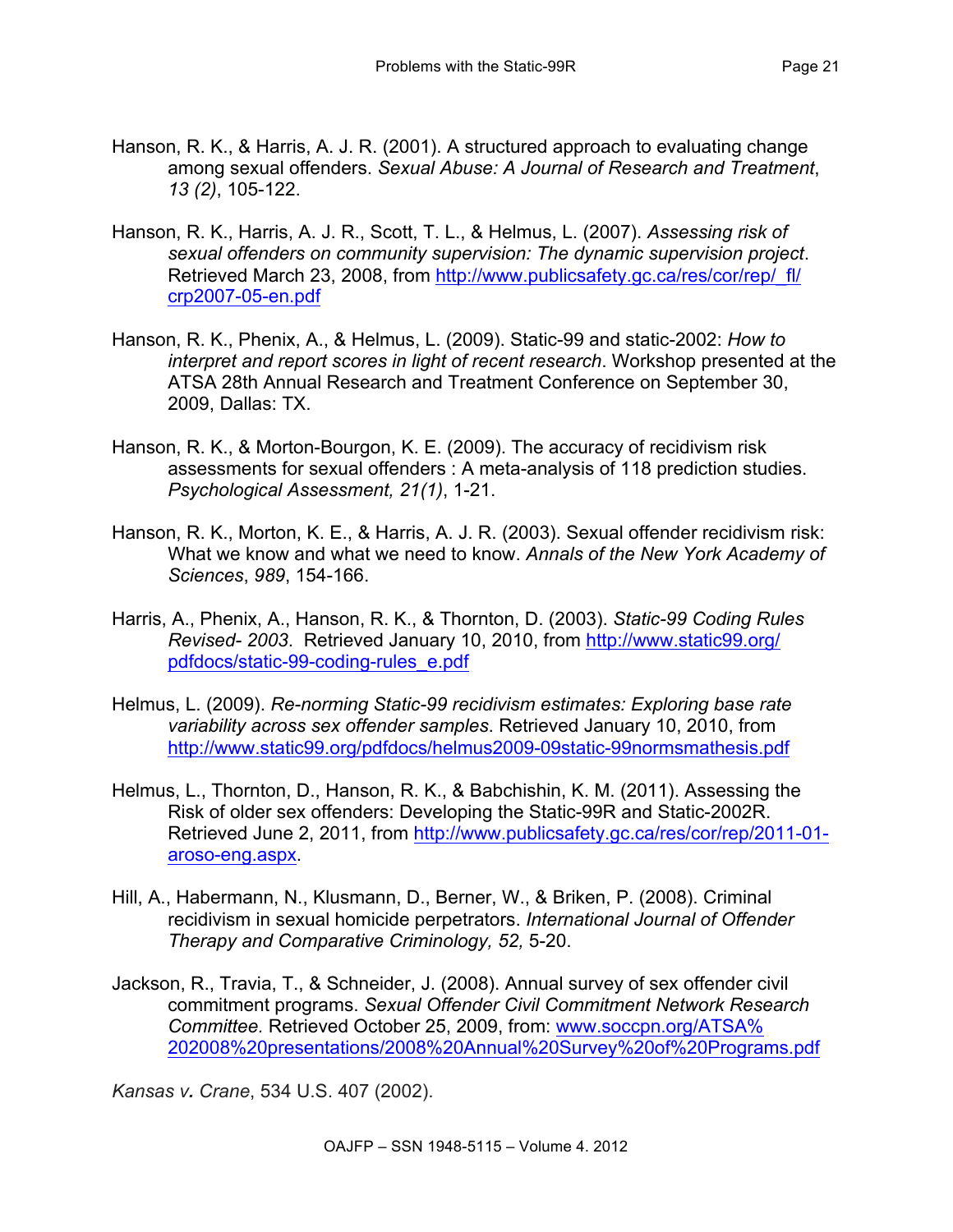Hanson, R. K., & Harris, A. J. R. (2001). A structured approach to evaluating change among sexual offenders. *Sexual Abuse: A Journal of Research and Treatment*, *13 (2)*, 105-122.

Hanson, R. K., Harris, A. J. R., Scott, T. L., & Helmus, L. (2007). *Assessing risk of sexual offenders on community supervision: The dynamic supervision project*. Retrieved March 23, 2008, from http://www.publicsafety.gc.ca/res/cor/rep/_fl/crp2007-05-en.pdf

Hanson, R. K., Phenix, A., & Helmus, L. (2009). Static-99 and static-2002: *How to interpret and report scores in light of recent research*. Workshop presented at the ATSA 28th Annual Research and Treatment Conference on September 30, 2009, Dallas: TX.

Hanson, R. K., & Morton-Bourgon, K. E. (2009). The accuracy of recidivism risk assessments for sexual offenders : A meta-analysis of 118 prediction studies. *Psychological Assessment, 21(1)*, 1-21.

Hanson, R. K., Morton, K. E., & Harris, A. J. R. (2003). Sexual offender recidivism risk: What we know and what we need to know. *Annals of the New York Academy of Sciences*, *989*, 154-166.

Harris, A., Phenix, A., Hanson, R. K., & Thornton, D. (2003). *Static-99 Coding Rules Revised- 2003*. Retrieved January 10, 2010, from http://www.static99.org/pdfdocs/static-99-coding-rules_e.pdf

Helmus, L. (2009). *Re-norming Static-99 recidivism estimates: Exploring base rate variability across sex offender samples*. Retrieved January 10, 2010, from http://www.static99.org/pdfdocs/helmus2009-09static-99normsmathesis.pdf

Helmus, L., Thornton, D., Hanson, R. K., & Babchishin, K. M. (2011). Assessing the Risk of older sex offenders: Developing the Static-99R and Static-2002R. Retrieved June 2, 2011, from http://www.publicsafety.gc.ca/res/cor/rep/2011-01-aroso-eng.aspx.

Hill, A., Habermann, N., Klusmann, D., Berner, W., & Briken, P. (2008). Criminal recidivism in sexual homicide perpetrators. *International Journal of Offender Therapy and Comparative Criminology, 52,* 5-20.

Jackson, R., Travia, T., & Schneider, J. (2008). Annual survey of sex offender civil commitment programs. *Sexual Offender Civil Commitment Network Research Committee.* Retrieved October 25, 2009, from: www.soccpn.org/ATSA%202008%20presentations/2008%20Annual%20Survey%20of%20Programs.pdf

*Kansas v. Crane*, 534 U.S. 407 (2002).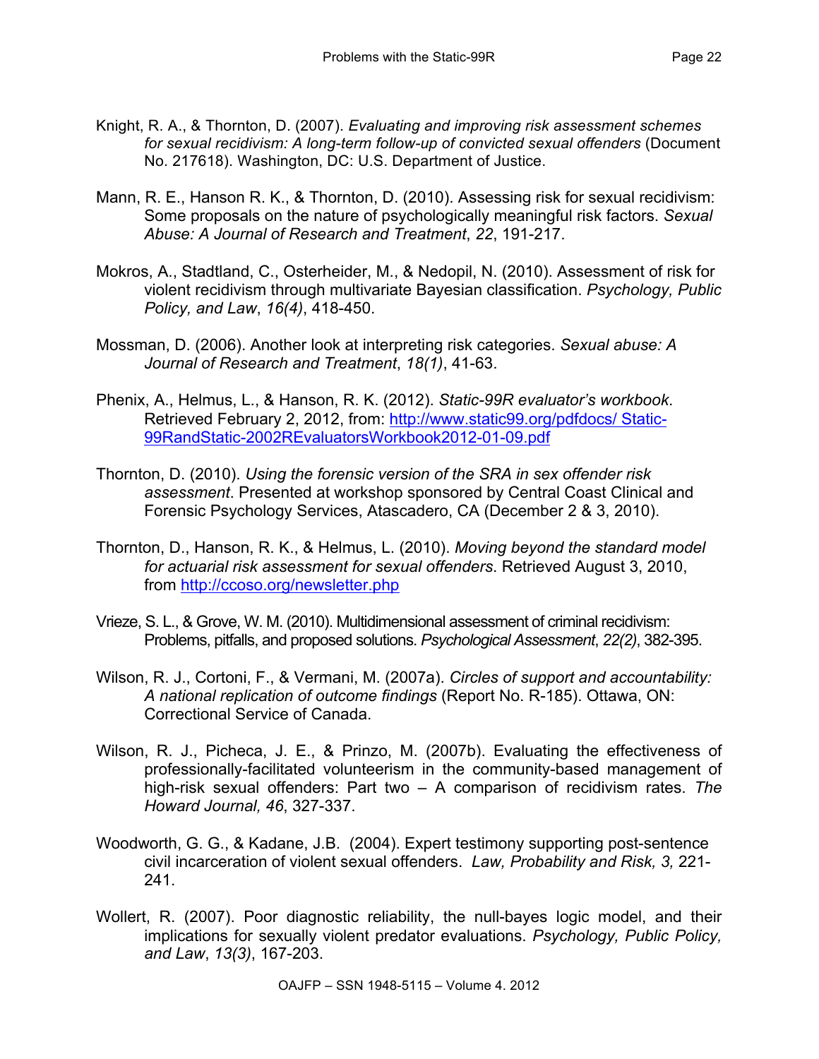Knight, R. A., & Thornton, D. (2007). *Evaluating and improving risk assessment schemes for sexual recidivism: A long-term follow-up of convicted sexual offenders* (Document No. 217618). Washington, DC: U.S. Department of Justice.

Mann, R. E., Hanson R. K., & Thornton, D. (2010). Assessing risk for sexual recidivism: Some proposals on the nature of psychologically meaningful risk factors. *Sexual Abuse: A Journal of Research and Treatment*, *22*, 191-217.

Mokros, A., Stadtland, C., Osterheider, M., & Nedopil, N. (2010). Assessment of risk for violent recidivism through multivariate Bayesian classification. *Psychology, Public Policy, and Law*, *16(4)*, 418-450.

Mossman, D. (2006). Another look at interpreting risk categories. *Sexual abuse: A Journal of Research and Treatment*, *18(1)*, 41-63.

Phenix, A., Helmus, L., & Hanson, R. K. (2012). *Static-99R evaluator's workbook*. Retrieved February 2, 2012, from: http://www.static99.org/pdfdocs/ Static-99RandStatic-2002REvaluatorsWorkbook2012-01-09.pdf

Thornton, D. (2010). *Using the forensic version of the SRA in sex offender risk assessment*. Presented at workshop sponsored by Central Coast Clinical and Forensic Psychology Services, Atascadero, CA (December 2 & 3, 2010).

Thornton, D., Hanson, R. K., & Helmus, L. (2010). *Moving beyond the standard model for actuarial risk assessment for sexual offenders*. Retrieved August 3, 2010, from http://ccoso.org/newsletter.php

Vrieze, S. L., & Grove, W. M. (2010). Multidimensional assessment of criminal recidivism: Problems, pitfalls, and proposed solutions. *Psychological Assessment*, *22(2)*, 382-395.

Wilson, R. J., Cortoni, F., & Vermani, M. (2007a). *Circles of support and accountability: A national replication of outcome findings* (Report No. R-185). Ottawa, ON: Correctional Service of Canada.

Wilson, R. J., Picheca, J. E., & Prinzo, M. (2007b). Evaluating the effectiveness of professionally-facilitated volunteerism in the community-based management of high-risk sexual offenders: Part two – A comparison of recidivism rates. *The Howard Journal, 46*, 327-337.

Woodworth, G. G., & Kadane, J.B. (2004). Expert testimony supporting post-sentence civil incarceration of violent sexual offenders. *Law, Probability and Risk, 3,* 221-241.

Wollert, R. (2007). Poor diagnostic reliability, the null-bayes logic model, and their implications for sexually violent predator evaluations. *Psychology, Public Policy, and Law*, *13(3)*, 167-203.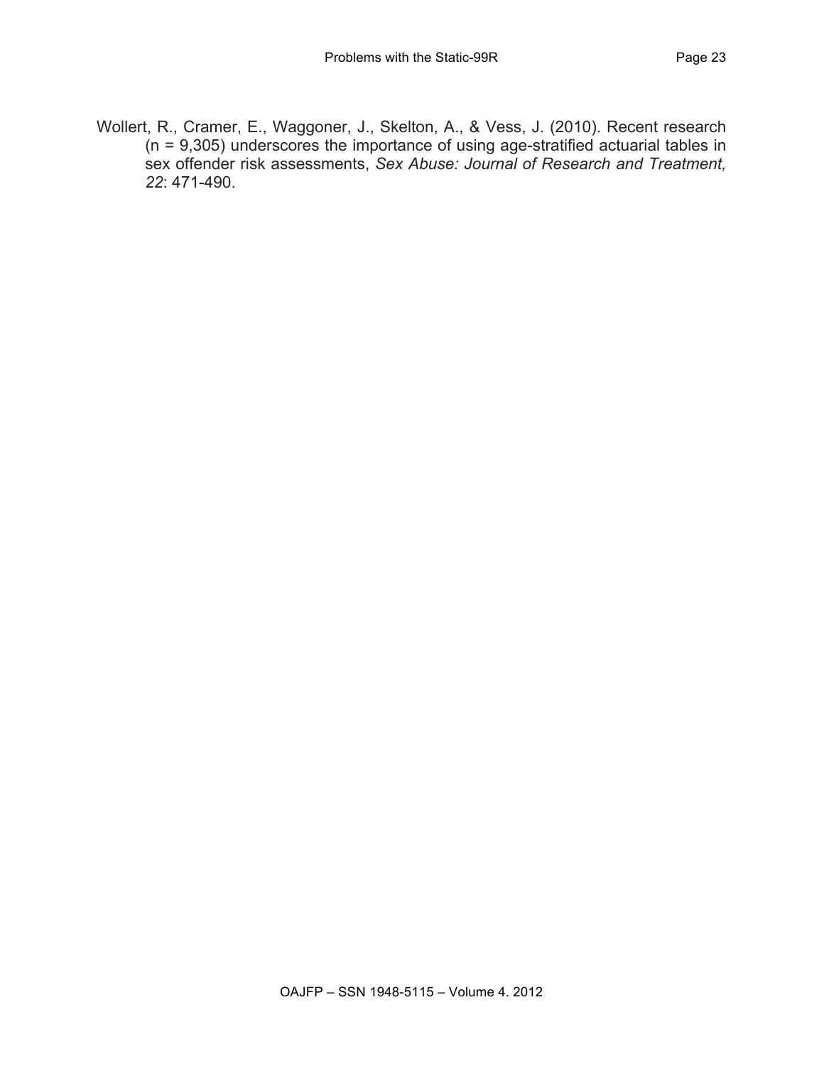Wollert, R., Cramer, E., Waggoner, J., Skelton, A., & Vess, J. (2010). Recent research (n = 9,305) underscores the importance of using age-stratified actuarial tables in sex offender risk assessments, *Sex Abuse: Journal of Research and Treatment, 22*: 471-490.